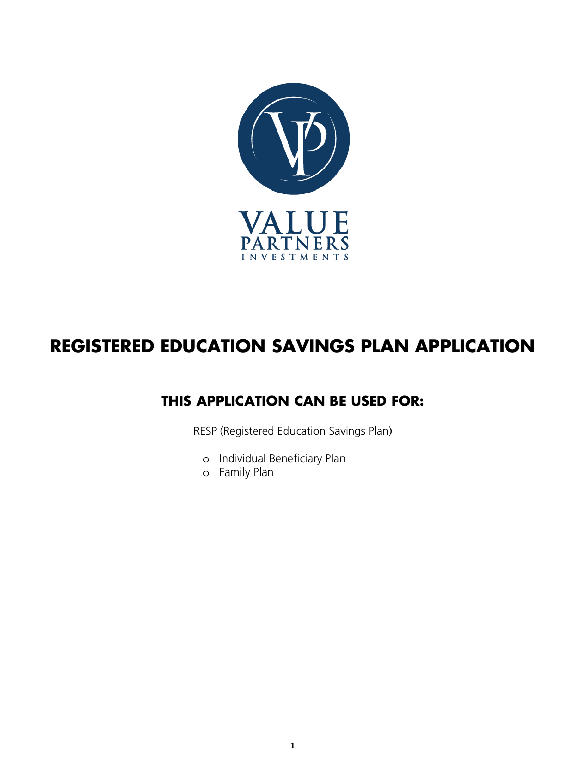VALUE PARTNERS INVESTMENTS

# REGISTERED EDUCATION SAVINGS PLAN APPLICATION

## THIS APPLICATION CAN BE USED FOR:

RESP (Registered Education Savings Plan)

- Individual Beneficiary Plan
- Family Plan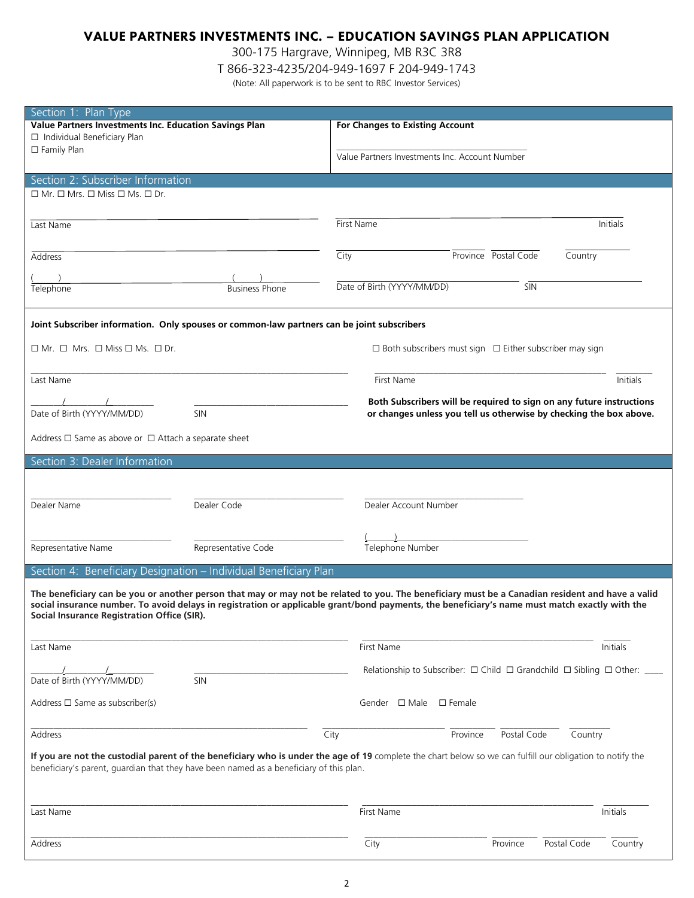# VALUE PARTNERS INVESTMENTS INC. – EDUCATION SAVINGS PLAN APPLICATION

300-175 Hargrave, Winnipeg, MB R3C 3R8

T 866-323-4235/204-949-1697 F 204-949-1743

(Note: All paperwork is to be sent to RBC Investor Services)

## Section 1: Plan Type

**Value Partners Investments Inc. Education Savings Plan**

☐ Individual Beneficiary Plan

☐ Family Plan

**For Changes to Existing Account**

______________________________
Value Partners Investments Inc. Account Number

## Section 2: Subscriber Information

☐ Mr. ☐ Mrs. ☐ Miss ☐ Ms. ☐ Dr.

Last Name ______________ First Name ______________ Initials ______

Address ______________ City ______________ Province ______ Postal Code ______ Country ______

Telephone ( ) ______________ Business Phone ( ) ______________

Date of Birth (YYYY/MM/DD) ______________ SIN ______________

**Joint Subscriber information. Only spouses or common-law partners can be joint subscribers**

☐ Mr. ☐ Mrs. ☐ Miss ☐ Ms. ☐ Dr.

☐ Both subscribers must sign ☐ Either subscriber may sign

Last Name ______________ First Name ______________ Initials ______

Date of Birth (YYYY/MM/DD) ____/____/____ SIN ______________

**Both Subscribers will be required to sign on any future instructions or changes unless you tell us otherwise by checking the box above.**

Address ☐ Same as above or ☐ Attach a separate sheet

## Section 3: Dealer Information

Dealer Name ______________ Dealer Code ______________ Dealer Account Number ______________

Representative Name ______________ Representative Code ______________ Telephone Number ( ) ______________

## Section 4: Beneficiary Designation – Individual Beneficiary Plan

**The beneficiary can be you or another person that may or may not be related to you. The beneficiary must be a Canadian resident and have a valid social insurance number. To avoid delays in registration or applicable grant/bond payments, the beneficiary's name must match exactly with the Social Insurance Registration Office (SIR).**

Last Name ______________ First Name ______________ Initials ______

Date of Birth (YYYY/MM/DD) ____/____/____ SIN ______________

Relationship to Subscriber: ☐ Child ☐ Grandchild ☐ Sibling ☐ Other: ____

Address ☐ Same as subscriber(s)

Gender ☐ Male ☐ Female

Address ______________ City ______________ Province ______ Postal Code ______ Country ______

**If you are not the custodial parent of the beneficiary who is under the age of 19** complete the chart below so we can fulfill our obligation to notify the beneficiary's parent, guardian that they have been named as a beneficiary of this plan.

Last Name ______________ First Name ______________ Initials ______

Address ______________ City ______________ Province ______ Postal Code ______ Country ______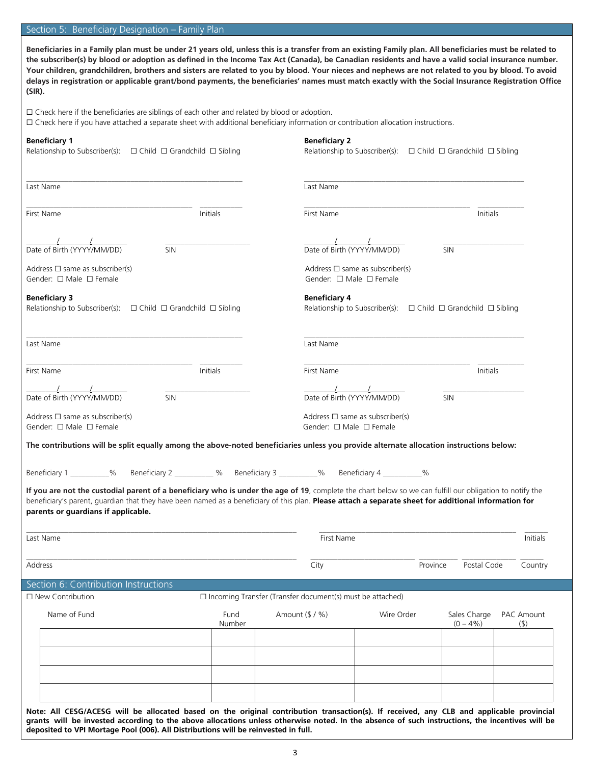## Section 5: Beneficiary Designation – Family Plan

**Beneficiaries in a Family plan must be under 21 years old, unless this is a transfer from an existing Family plan. All beneficiaries must be related to the subscriber(s) by blood or adoption as defined in the Income Tax Act (Canada), be Canadian residents and have a valid social insurance number. Your children, grandchildren, brothers and sisters are related to you by blood. Your nieces and nephews are not related to you by blood. To avoid delays in registration or applicable grant/bond payments, the beneficiaries' names must match exactly with the Social Insurance Registration Office (SIR).**

☐ Check here if the beneficiaries are siblings of each other and related by blood or adoption.
☐ Check here if you have attached a separate sheet with additional beneficiary information or contribution allocation instructions.

**Beneficiary 1**
Relationship to Subscriber(s): ☐ Child ☐ Grandchild ☐ Sibling

Last Name ____________________

First Name ____________________ Initials ________

Date of Birth (YYYY/MM/DD) ____/____/____ SIN ____________________

Address ☐ same as subscriber(s)
Gender: ☐ Male ☐ Female

**Beneficiary 2**
Relationship to Subscriber(s): ☐ Child ☐ Grandchild ☐ Sibling

Last Name ____________________

First Name ____________________ Initials ________

Date of Birth (YYYY/MM/DD) ____/____/____ SIN ____________________

Address ☐ same as subscriber(s)
Gender: ☐ Male ☐ Female

**Beneficiary 3**
Relationship to Subscriber(s): ☐ Child ☐ Grandchild ☐ Sibling

Last Name ____________________

First Name ____________________ Initials ________

Date of Birth (YYYY/MM/DD) ____/____/____ SIN ____________________

Address ☐ same as subscriber(s)
Gender: ☐ Male ☐ Female

**Beneficiary 4**
Relationship to Subscriber(s): ☐ Child ☐ Grandchild ☐ Sibling

Last Name ____________________

First Name ____________________ Initials ________

Date of Birth (YYYY/MM/DD) ____/____/____ SIN ____________________

Address ☐ same as subscriber(s)
Gender: ☐ Male ☐ Female

**The contributions will be split equally among the above-noted beneficiaries unless you provide alternate allocation instructions below:**

Beneficiary 1 __________% Beneficiary 2 __________ % Beneficiary 3 __________% Beneficiary 4 __________%

**If you are not the custodial parent of a beneficiary who is under the age of 19**, complete the chart below so we can fulfill our obligation to notify the beneficiary's parent, guardian that they have been named as a beneficiary of this plan. **Please attach a separate sheet for additional information for parents or guardians if applicable.**

Last Name ____________________ First Name ____________________ Initials ________

Address ____________________ City ____________ Province ________ Postal Code ________ Country ________

## Section 6: Contribution Instructions

☐ New Contribution ☐ Incoming Transfer (Transfer document(s) must be attached)

| Name of Fund | Fund Number | Amount ($ / %) | Wire Order | Sales Charge (0 – 4%) | PAC Amount ($) |
|---|---|---|---|---|---|
| | | | | | |
| | | | | | |
| | | | | | |
| | | | | | |

**Note: All CESG/ACESG will be allocated based on the original contribution transaction(s). If received, any CLB and applicable provincial grants will be invested according to the above allocations unless otherwise noted. In the absence of such instructions, the incentives will be deposited to VPI Mortage Pool (006). All Distributions will be reinvested in full.**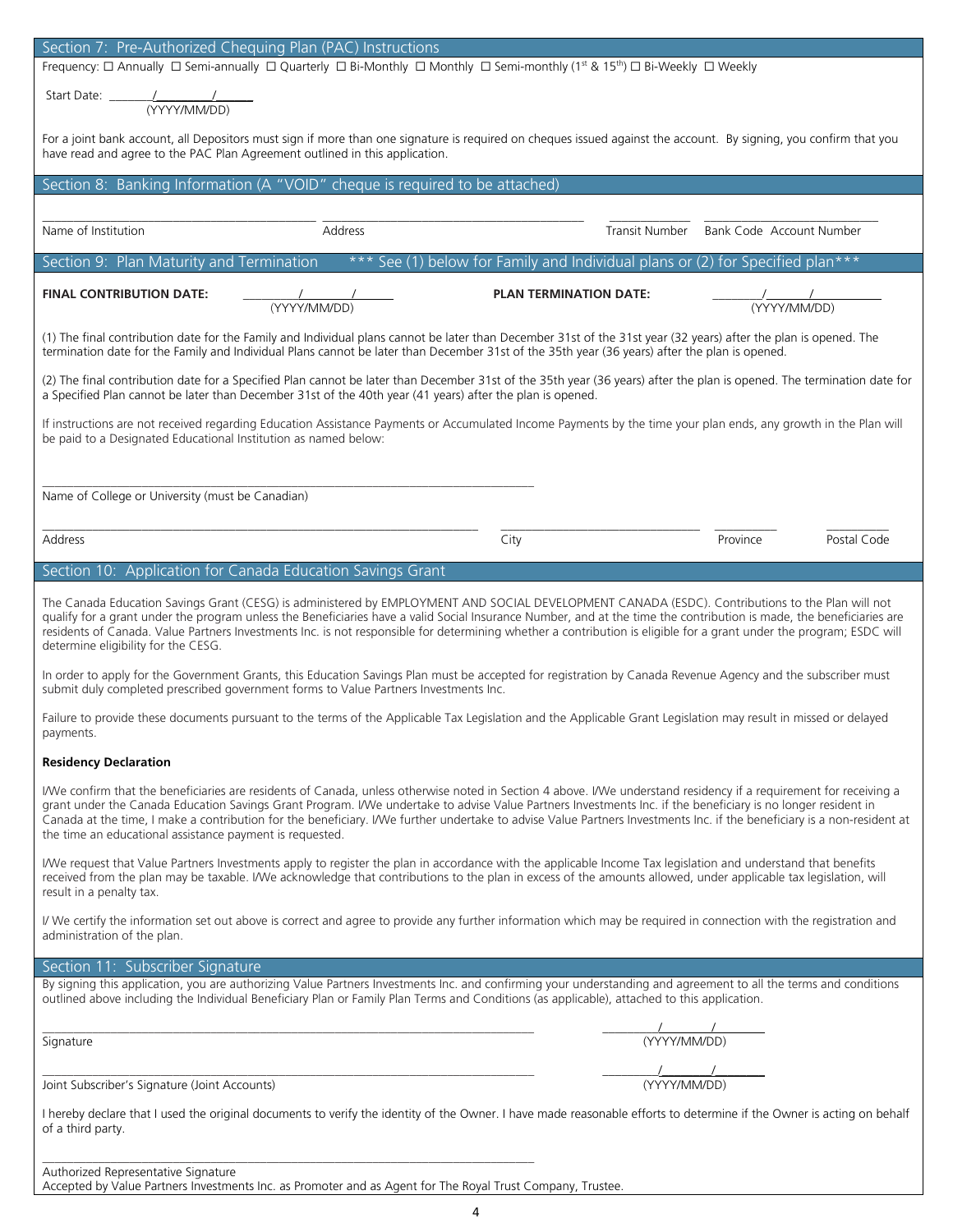## Section 7: Pre-Authorized Chequing Plan (PAC) Instructions

Frequency: ☐ Annually ☐ Semi-annually ☐ Quarterly ☐ Bi-Monthly ☐ Monthly ☐ Semi-monthly (1st & 15th) ☐ Bi-Weekly ☐ Weekly

Start Date: _______/_________/_______
(YYYY/MM/DD)

For a joint bank account, all Depositors must sign if more than one signature is required on cheques issued against the account. By signing, you confirm that you have read and agree to the PAC Plan Agreement outlined in this application.

## Section 8: Banking Information (A "VOID" cheque is required to be attached)

| Name of Institution | Address | Transit Number | Bank Code | Account Number |
|---|---|---|---|---|
| | | | | |

## Section 9: Plan Maturity and Termination *** See (1) below for Family and Individual plans or (2) for Specified plan***

**FINAL CONTRIBUTION DATE:** _______/_______/_______ (YYYY/MM/DD) **PLAN TERMINATION DATE:** _______/_______/_______ (YYYY/MM/DD)

(1) The final contribution date for the Family and Individual plans cannot be later than December 31st of the 31st year (32 years) after the plan is opened. The termination date for the Family and Individual Plans cannot be later than December 31st of the 35th year (36 years) after the plan is opened.

(2) The final contribution date for a Specified Plan cannot be later than December 31st of the 35th year (36 years) after the plan is opened. The termination date for a Specified Plan cannot be later than December 31st of the 40th year (41 years) after the plan is opened.

If instructions are not received regarding Education Assistance Payments or Accumulated Income Payments by the time your plan ends, any growth in the Plan will be paid to a Designated Educational Institution as named below:

________________________________________
Name of College or University (must be Canadian)

| Address | City | Province | Postal Code |
|---|---|---|---|
| | | | |

## Section 10: Application for Canada Education Savings Grant

The Canada Education Savings Grant (CESG) is administered by EMPLOYMENT AND SOCIAL DEVELOPMENT CANADA (ESDC). Contributions to the Plan will not qualify for a grant under the program unless the Beneficiaries have a valid Social Insurance Number, and at the time the contribution is made, the beneficiaries are residents of Canada. Value Partners Investments Inc. is not responsible for determining whether a contribution is eligible for a grant under the program; ESDC will determine eligibility for the CESG.

In order to apply for the Government Grants, this Education Savings Plan must be accepted for registration by Canada Revenue Agency and the subscriber must submit duly completed prescribed government forms to Value Partners Investments Inc.

Failure to provide these documents pursuant to the terms of the Applicable Tax Legislation and the Applicable Grant Legislation may result in missed or delayed payments.

**Residency Declaration**

I/We confirm that the beneficiaries are residents of Canada, unless otherwise noted in Section 4 above. I/We understand residency if a requirement for receiving a grant under the Canada Education Savings Grant Program. I/We undertake to advise Value Partners Investments Inc. if the beneficiary is no longer resident in Canada at the time, I make a contribution for the beneficiary. I/We further undertake to advise Value Partners Investments Inc. if the beneficiary is a non-resident at the time an educational assistance payment is requested.

I/We request that Value Partners Investments apply to register the plan in accordance with the applicable Income Tax legislation and understand that benefits received from the plan may be taxable. I/We acknowledge that contributions to the plan in excess of the amounts allowed, under applicable tax legislation, will result in a penalty tax.

I/ We certify the information set out above is correct and agree to provide any further information which may be required in connection with the registration and administration of the plan.

## Section 11: Subscriber Signature

By signing this application, you are authorizing Value Partners Investments Inc. and confirming your understanding and agreement to all the terms and conditions outlined above including the Individual Beneficiary Plan or Family Plan Terms and Conditions (as applicable), attached to this application.

________________________________________ _______/_______/_______
Signature (YYYY/MM/DD)

________________________________________ _______/_______/_______
Joint Subscriber's Signature (Joint Accounts) (YYYY/MM/DD)

I hereby declare that I used the original documents to verify the identity of the Owner. I have made reasonable efforts to determine if the Owner is acting on behalf of a third party.

________________________________________
Authorized Representative Signature
Accepted by Value Partners Investments Inc. as Promoter and as Agent for The Royal Trust Company, Trustee.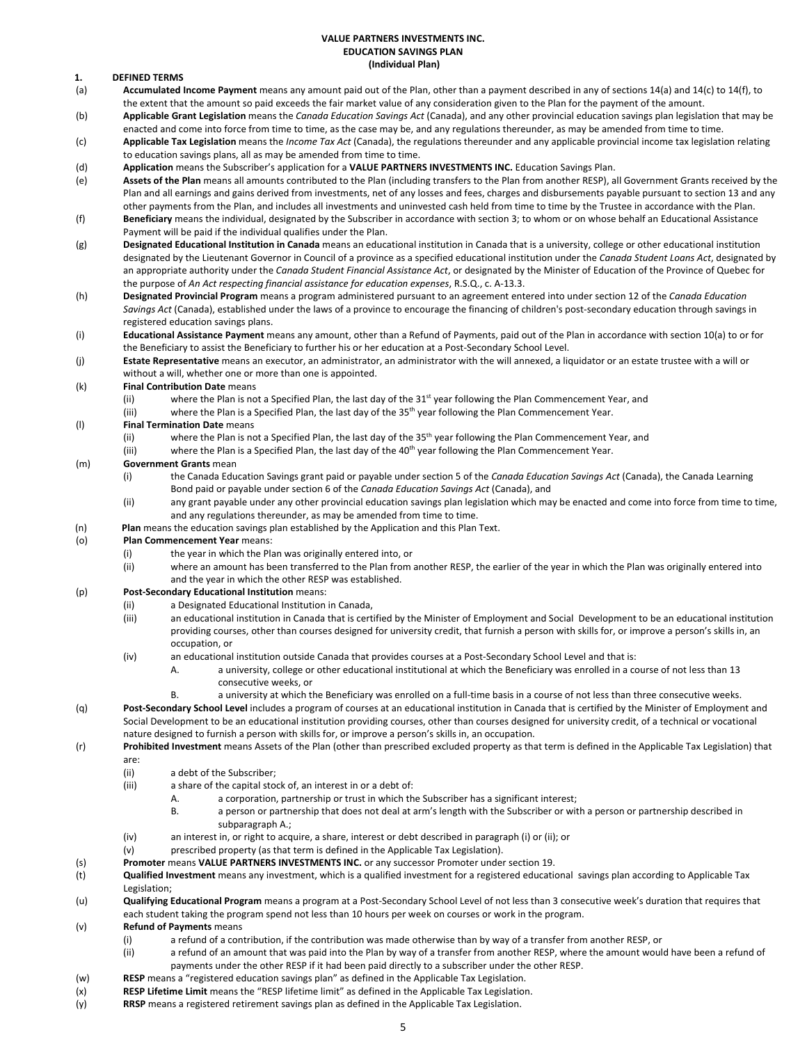**VALUE PARTNERS INVESTMENTS INC.**
**EDUCATION SAVINGS PLAN**
**(Individual Plan)**

**1. DEFINED TERMS**

(a) **Accumulated Income Payment** means any amount paid out of the Plan, other than a payment described in any of sections 14(a) and 14(c) to 14(f), to the extent that the amount so paid exceeds the fair market value of any consideration given to the Plan for the payment of the amount.

(b) **Applicable Grant Legislation** means the *Canada Education Savings Act* (Canada), and any other provincial education savings plan legislation that may be enacted and come into force from time to time, as the case may be, and any regulations thereunder, as may be amended from time to time.

(c) **Applicable Tax Legislation** means the *Income Tax Act* (Canada), the regulations thereunder and any applicable provincial income tax legislation relating to education savings plans, all as may be amended from time to time.

(d) **Application** means the Subscriber's application for a **VALUE PARTNERS INVESTMENTS INC.** Education Savings Plan.

(e) **Assets of the Plan** means all amounts contributed to the Plan (including transfers to the Plan from another RESP), all Government Grants received by the Plan and all earnings and gains derived from investments, net of any losses and fees, charges and disbursements payable pursuant to section 13 and any other payments from the Plan, and includes all investments and uninvested cash held from time to time by the Trustee in accordance with the Plan.

(f) **Beneficiary** means the individual, designated by the Subscriber in accordance with section 3; to whom or on whose behalf an Educational Assistance Payment will be paid if the individual qualifies under the Plan.

(g) **Designated Educational Institution in Canada** means an educational institution in Canada that is a university, college or other educational institution designated by the Lieutenant Governor in Council of a province as a specified educational institution under the *Canada Student Loans Act*, designated by an appropriate authority under the *Canada Student Financial Assistance Act*, or designated by the Minister of Education of the Province of Quebec for the purpose of *An Act respecting financial assistance for education expenses*, R.S.Q., c. A-13.3.

(h) **Designated Provincial Program** means a program administered pursuant to an agreement entered into under section 12 of the *Canada Education Savings Act* (Canada), established under the laws of a province to encourage the financing of children's post-secondary education through savings in registered education savings plans.

(i) **Educational Assistance Payment** means any amount, other than a Refund of Payments, paid out of the Plan in accordance with section 10(a) to or for the Beneficiary to assist the Beneficiary to further his or her education at a Post-Secondary School Level.

(j) **Estate Representative** means an executor, an administrator, an administrator with the will annexed, a liquidator or an estate trustee with a will or without a will, whether one or more than one is appointed.

(k) **Final Contribution Date** means
   - (ii) where the Plan is not a Specified Plan, the last day of the 31st year following the Plan Commencement Year, and
   - (iii) where the Plan is a Specified Plan, the last day of the 35th year following the Plan Commencement Year.

(l) **Final Termination Date** means
   - (ii) where the Plan is not a Specified Plan, the last day of the 35th year following the Plan Commencement Year, and
   - (iii) where the Plan is a Specified Plan, the last day of the 40th year following the Plan Commencement Year.

(m) **Government Grants** mean
   - (i) the Canada Education Savings grant paid or payable under section 5 of the *Canada Education Savings Act* (Canada), the Canada Learning Bond paid or payable under section 6 of the *Canada Education Savings Act* (Canada), and
   - (ii) any grant payable under any other provincial education savings plan legislation which may be enacted and come into force from time to time, and any regulations thereunder, as may be amended from time to time.

(n) **Plan** means the education savings plan established by the Application and this Plan Text.

(o) **Plan Commencement Year** means:
   - (i) the year in which the Plan was originally entered into, or
   - (ii) where an amount has been transferred to the Plan from another RESP, the earlier of the year in which the Plan was originally entered into and the year in which the other RESP was established.

(p) **Post-Secondary Educational Institution** means:
   - (ii) a Designated Educational Institution in Canada,
   - (iii) an educational institution in Canada that is certified by the Minister of Employment and Social Development to be an educational institution providing courses, other than courses designed for university credit, that furnish a person with skills for, or improve a person's skills in, an occupation, or
   - (iv) an educational institution outside Canada that provides courses at a Post-Secondary School Level and that is:
     - A. a university, college or other educational institutional at which the Beneficiary was enrolled in a course of not less than 13 consecutive weeks, or
     - B. a university at which the Beneficiary was enrolled on a full-time basis in a course of not less than three consecutive weeks.

(q) **Post-Secondary School Level** includes a program of courses at an educational institution in Canada that is certified by the Minister of Employment and Social Development to be an educational institution providing courses, other than courses designed for university credit, of a technical or vocational nature designed to furnish a person with skills for, or improve a person's skills in, an occupation.

(r) **Prohibited Investment** means Assets of the Plan (other than prescribed excluded property as that term is defined in the Applicable Tax Legislation) that are:
   - (ii) a debt of the Subscriber;
   - (iii) a share of the capital stock of, an interest in or a debt of:
     - A. a corporation, partnership or trust in which the Subscriber has a significant interest;
     - B. a person or partnership that does not deal at arm's length with the Subscriber or with a person or partnership described in subparagraph A.;
   - (iv) an interest in, or right to acquire, a share, interest or debt described in paragraph (i) or (ii); or
   - (v) prescribed property (as that term is defined in the Applicable Tax Legislation).

(s) **Promoter** means **VALUE PARTNERS INVESTMENTS INC.** or any successor Promoter under section 19.

(t) **Qualified Investment** means any investment, which is a qualified investment for a registered educational savings plan according to Applicable Tax Legislation;

(u) **Qualifying Educational Program** means a program at a Post-Secondary School Level of not less than 3 consecutive week's duration that requires that each student taking the program spend not less than 10 hours per week on courses or work in the program.

(v) **Refund of Payments** means
   - (i) a refund of a contribution, if the contribution was made otherwise than by way of a transfer from another RESP, or
   - (ii) a refund of an amount that was paid into the Plan by way of a transfer from another RESP, where the amount would have been a refund of payments under the other RESP if it had been paid directly to a subscriber under the other RESP.

(w) **RESP** means a "registered education savings plan" as defined in the Applicable Tax Legislation.

(x) **RESP Lifetime Limit** means the "RESP lifetime limit" as defined in the Applicable Tax Legislation.

(y) **RRSP** means a registered retirement savings plan as defined in the Applicable Tax Legislation.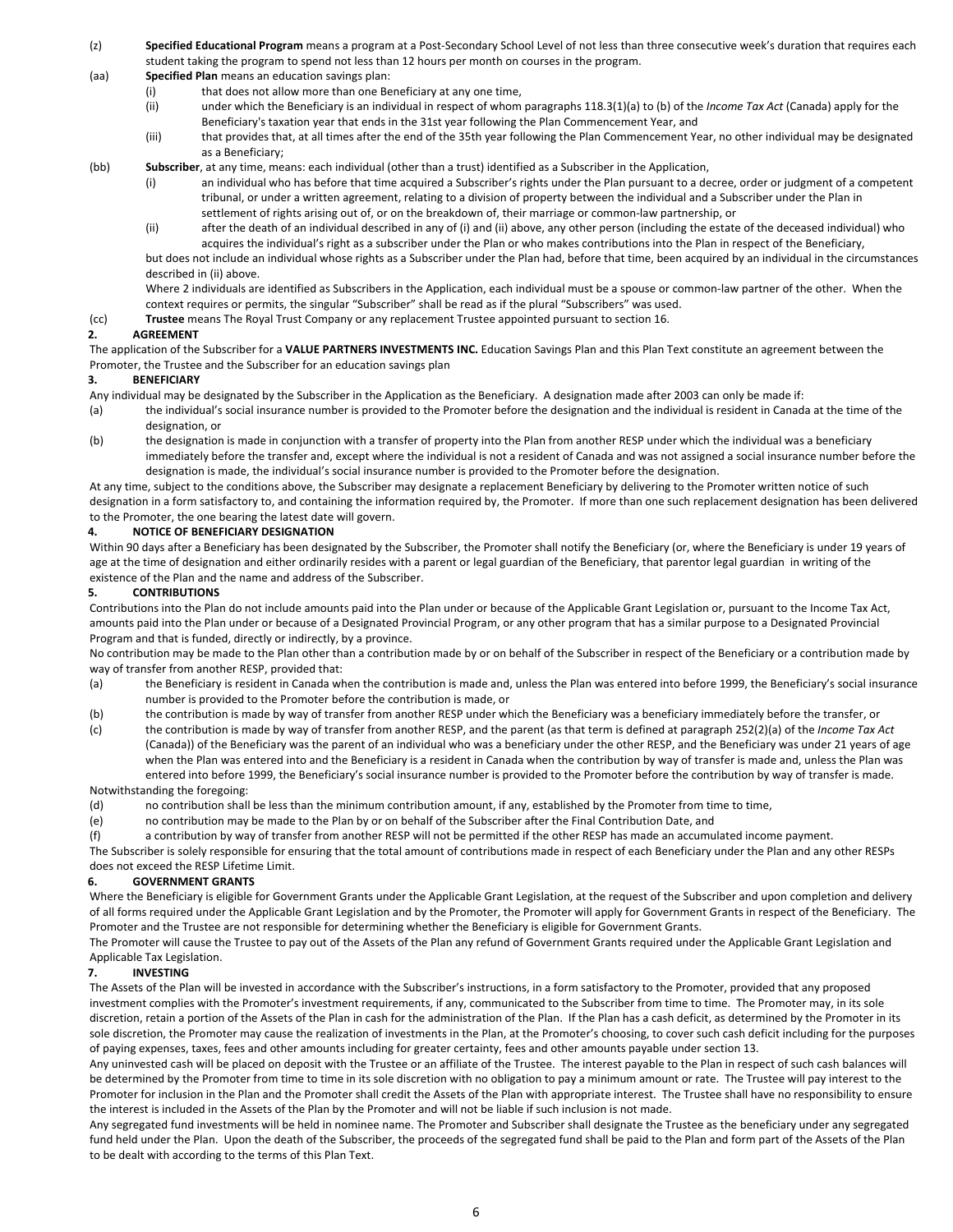(z) **Specified Educational Program** means a program at a Post-Secondary School Level of not less than three consecutive week's duration that requires each student taking the program to spend not less than 12 hours per month on courses in the program.

(aa) **Specified Plan** means an education savings plan:

- (i) that does not allow more than one Beneficiary at any one time,
- (ii) under which the Beneficiary is an individual in respect of whom paragraphs 118.3(1)(a) to (b) of the *Income Tax Act* (Canada) apply for the Beneficiary's taxation year that ends in the 31st year following the Plan Commencement Year, and
- (iii) that provides that, at all times after the end of the 35th year following the Plan Commencement Year, no other individual may be designated as a Beneficiary;

(bb) **Subscriber**, at any time, means: each individual (other than a trust) identified as a Subscriber in the Application,

- (i) an individual who has before that time acquired a Subscriber's rights under the Plan pursuant to a decree, order or judgment of a competent tribunal, or under a written agreement, relating to a division of property between the individual and a Subscriber under the Plan in settlement of rights arising out of, or on the breakdown of, their marriage or common-law partnership, or
- (ii) after the death of an individual described in any of (i) and (ii) above, any other person (including the estate of the deceased individual) who acquires the individual's right as a subscriber under the Plan or who makes contributions into the Plan in respect of the Beneficiary,

but does not include an individual whose rights as a Subscriber under the Plan had, before that time, been acquired by an individual in the circumstances described in (ii) above.

Where 2 individuals are identified as Subscribers in the Application, each individual must be a spouse or common-law partner of the other. When the context requires or permits, the singular "Subscriber" shall be read as if the plural "Subscribers" was used.

(cc) **Trustee** means The Royal Trust Company or any replacement Trustee appointed pursuant to section 16.

## 2. AGREEMENT

The application of the Subscriber for a **VALUE PARTNERS INVESTMENTS INC.** Education Savings Plan and this Plan Text constitute an agreement between the Promoter, the Trustee and the Subscriber for an education savings plan

## 3. BENEFICIARY

Any individual may be designated by the Subscriber in the Application as the Beneficiary. A designation made after 2003 can only be made if:

(a) the individual's social insurance number is provided to the Promoter before the designation and the individual is resident in Canada at the time of the designation, or

(b) the designation is made in conjunction with a transfer of property into the Plan from another RESP under which the individual was a beneficiary immediately before the transfer and, except where the individual is not a resident of Canada and was not assigned a social insurance number before the designation is made, the individual's social insurance number is provided to the Promoter before the designation.

At any time, subject to the conditions above, the Subscriber may designate a replacement Beneficiary by delivering to the Promoter written notice of such designation in a form satisfactory to, and containing the information required by, the Promoter. If more than one such replacement designation has been delivered to the Promoter, the one bearing the latest date will govern.

## 4. NOTICE OF BENEFICIARY DESIGNATION

Within 90 days after a Beneficiary has been designated by the Subscriber, the Promoter shall notify the Beneficiary (or, where the Beneficiary is under 19 years of age at the time of designation and either ordinarily resides with a parent or legal guardian of the Beneficiary, that parentor legal guardian in writing of the existence of the Plan and the name and address of the Subscriber.

## 5. CONTRIBUTIONS

Contributions into the Plan do not include amounts paid into the Plan under or because of the Applicable Grant Legislation or, pursuant to the Income Tax Act, amounts paid into the Plan under or because of a Designated Provincial Program, or any other program that has a similar purpose to a Designated Provincial Program and that is funded, directly or indirectly, by a province.

No contribution may be made to the Plan other than a contribution made by or on behalf of the Subscriber in respect of the Beneficiary or a contribution made by way of transfer from another RESP, provided that:

(a) the Beneficiary is resident in Canada when the contribution is made and, unless the Plan was entered into before 1999, the Beneficiary's social insurance number is provided to the Promoter before the contribution is made, or

(b) the contribution is made by way of transfer from another RESP under which the Beneficiary was a beneficiary immediately before the transfer, or

(c) the contribution is made by way of transfer from another RESP, and the parent (as that term is defined at paragraph 252(2)(a) of the *Income Tax Act* (Canada)) of the Beneficiary was the parent of an individual who was a beneficiary under the other RESP, and the Beneficiary was under 21 years of age when the Plan was entered into and the Beneficiary is a resident in Canada when the contribution by way of transfer is made and, unless the Plan was entered into before 1999, the Beneficiary's social insurance number is provided to the Promoter before the contribution by way of transfer is made.

Notwithstanding the foregoing:

(d) no contribution shall be less than the minimum contribution amount, if any, established by the Promoter from time to time,

(e) no contribution may be made to the Plan by or on behalf of the Subscriber after the Final Contribution Date, and

(f) a contribution by way of transfer from another RESP will not be permitted if the other RESP has made an accumulated income payment.

The Subscriber is solely responsible for ensuring that the total amount of contributions made in respect of each Beneficiary under the Plan and any other RESPs does not exceed the RESP Lifetime Limit.

## 6. GOVERNMENT GRANTS

Where the Beneficiary is eligible for Government Grants under the Applicable Grant Legislation, at the request of the Subscriber and upon completion and delivery of all forms required under the Applicable Grant Legislation and by the Promoter, the Promoter will apply for Government Grants in respect of the Beneficiary. The Promoter and the Trustee are not responsible for determining whether the Beneficiary is eligible for Government Grants.

The Promoter will cause the Trustee to pay out of the Assets of the Plan any refund of Government Grants required under the Applicable Grant Legislation and Applicable Tax Legislation.

## 7. INVESTING

The Assets of the Plan will be invested in accordance with the Subscriber's instructions, in a form satisfactory to the Promoter, provided that any proposed investment complies with the Promoter's investment requirements, if any, communicated to the Subscriber from time to time. The Promoter may, in its sole discretion, retain a portion of the Assets of the Plan in cash for the administration of the Plan. If the Plan has a cash deficit, as determined by the Promoter in its sole discretion, the Promoter may cause the realization of investments in the Plan, at the Promoter's choosing, to cover such cash deficit including for the purposes of paying expenses, taxes, fees and other amounts including for greater certainty, fees and other amounts payable under section 13.

Any uninvested cash will be placed on deposit with the Trustee or an affiliate of the Trustee. The interest payable to the Plan in respect of such cash balances will be determined by the Promoter from time to time in its sole discretion with no obligation to pay a minimum amount or rate. The Trustee will pay interest to the Promoter for inclusion in the Plan and the Promoter shall credit the Assets of the Plan with appropriate interest. The Trustee shall have no responsibility to ensure the interest is included in the Assets of the Plan by the Promoter and will not be liable if such inclusion is not made.

Any segregated fund investments will be held in nominee name. The Promoter and Subscriber shall designate the Trustee as the beneficiary under any segregated fund held under the Plan. Upon the death of the Subscriber, the proceeds of the segregated fund shall be paid to the Plan and form part of the Assets of the Plan to be dealt with according to the terms of this Plan Text.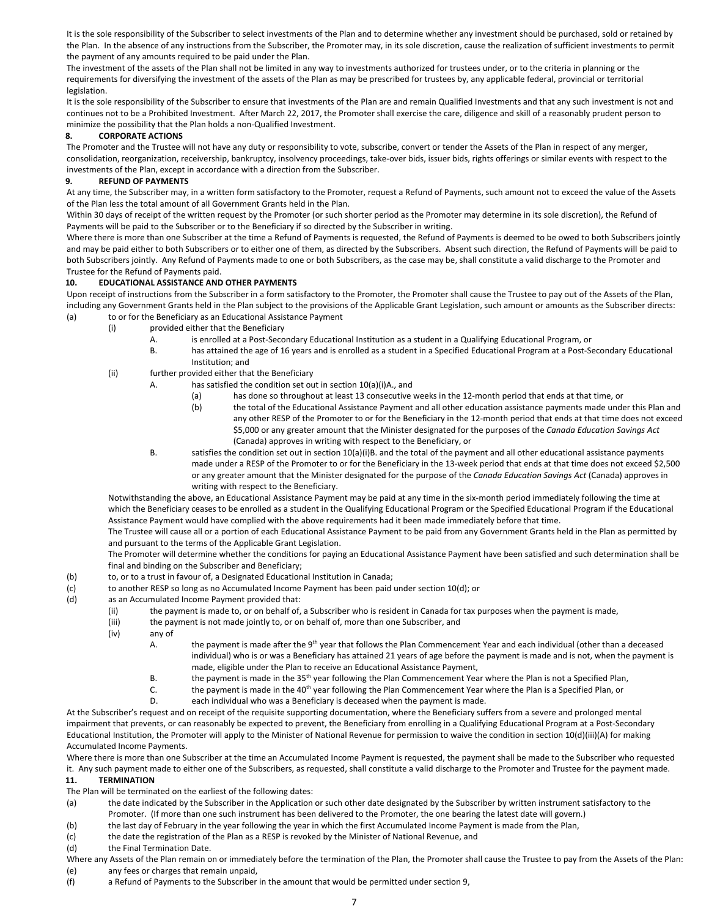It is the sole responsibility of the Subscriber to select investments of the Plan and to determine whether any investment should be purchased, sold or retained by the Plan. In the absence of any instructions from the Subscriber, the Promoter may, in its sole discretion, cause the realization of sufficient investments to permit the payment of any amounts required to be paid under the Plan.

The investment of the assets of the Plan shall not be limited in any way to investments authorized for trustees under, or to the criteria in planning or the requirements for diversifying the investment of the assets of the Plan as may be prescribed for trustees by, any applicable federal, provincial or territorial legislation.

It is the sole responsibility of the Subscriber to ensure that investments of the Plan are and remain Qualified Investments and that any such investment is not and continues not to be a Prohibited Investment. After March 22, 2017, the Promoter shall exercise the care, diligence and skill of a reasonably prudent person to minimize the possibility that the Plan holds a non-Qualified Investment.

**8. CORPORATE ACTIONS**

The Promoter and the Trustee will not have any duty or responsibility to vote, subscribe, convert or tender the Assets of the Plan in respect of any merger, consolidation, reorganization, receivership, bankruptcy, insolvency proceedings, take-over bids, issuer bids, rights offerings or similar events with respect to the investments of the Plan, except in accordance with a direction from the Subscriber.

**9. REFUND OF PAYMENTS**

At any time, the Subscriber may, in a written form satisfactory to the Promoter, request a Refund of Payments, such amount not to exceed the value of the Assets of the Plan less the total amount of all Government Grants held in the Plan.

Within 30 days of receipt of the written request by the Promoter (or such shorter period as the Promoter may determine in its sole discretion), the Refund of Payments will be paid to the Subscriber or to the Beneficiary if so directed by the Subscriber in writing.

Where there is more than one Subscriber at the time a Refund of Payments is requested, the Refund of Payments is deemed to be owed to both Subscribers jointly and may be paid either to both Subscribers or to either one of them, as directed by the Subscribers. Absent such direction, the Refund of Payments will be paid to both Subscribers jointly. Any Refund of Payments made to one or both Subscribers, as the case may be, shall constitute a valid discharge to the Promoter and Trustee for the Refund of Payments paid.

**10. EDUCATIONAL ASSISTANCE AND OTHER PAYMENTS**

Upon receipt of instructions from the Subscriber in a form satisfactory to the Promoter, the Promoter shall cause the Trustee to pay out of the Assets of the Plan, including any Government Grants held in the Plan subject to the provisions of the Applicable Grant Legislation, such amount or amounts as the Subscriber directs:

(a) to or for the Beneficiary as an Educational Assistance Payment

- (i) provided either that the Beneficiary
  - A. is enrolled at a Post-Secondary Educational Institution as a student in a Qualifying Educational Program, or
  - B. has attained the age of 16 years and is enrolled as a student in a Specified Educational Program at a Post-Secondary Educational Institution; and
- (ii) further provided either that the Beneficiary
  - A. has satisfied the condition set out in section 10(a)(i)A., and
    - (a) has done so throughout at least 13 consecutive weeks in the 12-month period that ends at that time, or
    - (b) the total of the Educational Assistance Payment and all other education assistance payments made under this Plan and any other RESP of the Promoter to or for the Beneficiary in the 12-month period that ends at that time does not exceed $5,000 or any greater amount that the Minister designated for the purposes of the *Canada Education Savings Act* (Canada) approves in writing with respect to the Beneficiary, or
  - B. satisfies the condition set out in section 10(a)(i)B. and the total of the payment and all other educational assistance payments made under a RESP of the Promoter to or for the Beneficiary in the 13-week period that ends at that time does not exceed $2,500 or any greater amount that the Minister designated for the purpose of the *Canada Education Savings Act* (Canada) approves in writing with respect to the Beneficiary.

Notwithstanding the above, an Educational Assistance Payment may be paid at any time in the six-month period immediately following the time at which the Beneficiary ceases to be enrolled as a student in the Qualifying Educational Program or the Specified Educational Program if the Educational Assistance Payment would have complied with the above requirements had it been made immediately before that time.

The Trustee will cause all or a portion of each Educational Assistance Payment to be paid from any Government Grants held in the Plan as permitted by and pursuant to the terms of the Applicable Grant Legislation.

The Promoter will determine whether the conditions for paying an Educational Assistance Payment have been satisfied and such determination shall be final and binding on the Subscriber and Beneficiary;

(b) to, or to a trust in favour of, a Designated Educational Institution in Canada;

(c) to another RESP so long as no Accumulated Income Payment has been paid under section 10(d); or

(d) as an Accumulated Income Payment provided that:

- (ii) the payment is made to, or on behalf of, a Subscriber who is resident in Canada for tax purposes when the payment is made,
- (iii) the payment is not made jointly to, or on behalf of, more than one Subscriber, and
- (iv) any of
  - A. the payment is made after the 9th year that follows the Plan Commencement Year and each individual (other than a deceased individual) who is or was a Beneficiary has attained 21 years of age before the payment is made and is not, when the payment is made, eligible under the Plan to receive an Educational Assistance Payment,
  - B. the payment is made in the 35th year following the Plan Commencement Year where the Plan is not a Specified Plan,
  - C. the payment is made in the 40th year following the Plan Commencement Year where the Plan is a Specified Plan, or
  - D. each individual who was a Beneficiary is deceased when the payment is made.

At the Subscriber's request and on receipt of the requisite supporting documentation, where the Beneficiary suffers from a severe and prolonged mental impairment that prevents, or can reasonably be expected to prevent, the Beneficiary from enrolling in a Qualifying Educational Program at a Post-Secondary Educational Institution, the Promoter will apply to the Minister of National Revenue for permission to waive the condition in section 10(d)(iii)(A) for making Accumulated Income Payments.

Where there is more than one Subscriber at the time an Accumulated Income Payment is requested, the payment shall be made to the Subscriber who requested it. Any such payment made to either one of the Subscribers, as requested, shall constitute a valid discharge to the Promoter and Trustee for the payment made.

**11. TERMINATION**

The Plan will be terminated on the earliest of the following dates:

(a) the date indicated by the Subscriber in the Application or such other date designated by the Subscriber by written instrument satisfactory to the Promoter. (If more than one such instrument has been delivered to the Promoter, the one bearing the latest date will govern.)

(b) the last day of February in the year following the year in which the first Accumulated Income Payment is made from the Plan,

(c) the date the registration of the Plan as a RESP is revoked by the Minister of National Revenue, and

(d) the Final Termination Date.

Where any Assets of the Plan remain on or immediately before the termination of the Plan, the Promoter shall cause the Trustee to pay from the Assets of the Plan:

(e) any fees or charges that remain unpaid,

(f) a Refund of Payments to the Subscriber in the amount that would be permitted under section 9,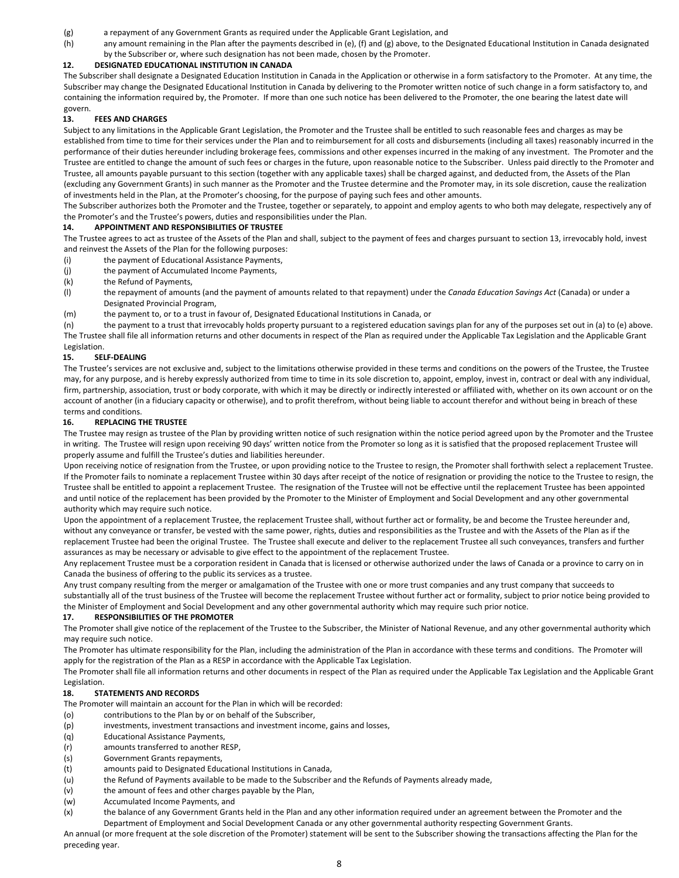(g) a repayment of any Government Grants as required under the Applicable Grant Legislation, and

(h) any amount remaining in the Plan after the payments described in (e), (f) and (g) above, to the Designated Educational Institution in Canada designated by the Subscriber or, where such designation has not been made, chosen by the Promoter.

### 12. DESIGNATED EDUCATIONAL INSTITUTION IN CANADA

The Subscriber shall designate a Designated Education Institution in Canada in the Application or otherwise in a form satisfactory to the Promoter. At any time, the Subscriber may change the Designated Educational Institution in Canada by delivering to the Promoter written notice of such change in a form satisfactory to, and containing the information required by, the Promoter. If more than one such notice has been delivered to the Promoter, the one bearing the latest date will govern.

### 13. FEES AND CHARGES

Subject to any limitations in the Applicable Grant Legislation, the Promoter and the Trustee shall be entitled to such reasonable fees and charges as may be established from time to time for their services under the Plan and to reimbursement for all costs and disbursements (including all taxes) reasonably incurred in the performance of their duties hereunder including brokerage fees, commissions and other expenses incurred in the making of any investment. The Promoter and the Trustee are entitled to change the amount of such fees or charges in the future, upon reasonable notice to the Subscriber. Unless paid directly to the Promoter and Trustee, all amounts payable pursuant to this section (together with any applicable taxes) shall be charged against, and deducted from, the Assets of the Plan (excluding any Government Grants) in such manner as the Promoter and the Trustee determine and the Promoter may, in its sole discretion, cause the realization of investments held in the Plan, at the Promoter's choosing, for the purpose of paying such fees and other amounts.

The Subscriber authorizes both the Promoter and the Trustee, together or separately, to appoint and employ agents to who both may delegate, respectively any of the Promoter's and the Trustee's powers, duties and responsibilities under the Plan.

### 14. APPOINTMENT AND RESPONSIBILITIES OF TRUSTEE

The Trustee agrees to act as trustee of the Assets of the Plan and shall, subject to the payment of fees and charges pursuant to section 13, irrevocably hold, invest and reinvest the Assets of the Plan for the following purposes:

(i) the payment of Educational Assistance Payments,

(j) the payment of Accumulated Income Payments,

(k) the Refund of Payments,

(l) the repayment of amounts (and the payment of amounts related to that repayment) under the *Canada Education Savings Act* (Canada) or under a Designated Provincial Program,

(m) the payment to, or to a trust in favour of, Designated Educational Institutions in Canada, or

(n) the payment to a trust that irrevocably holds property pursuant to a registered education savings plan for any of the purposes set out in (a) to (e) above.

The Trustee shall file all information returns and other documents in respect of the Plan as required under the Applicable Tax Legislation and the Applicable Grant Legislation.

### 15. SELF-DEALING

The Trustee's services are not exclusive and, subject to the limitations otherwise provided in these terms and conditions on the powers of the Trustee, the Trustee may, for any purpose, and is hereby expressly authorized from time to time in its sole discretion to, appoint, employ, invest in, contract or deal with any individual, firm, partnership, association, trust or body corporate, with which it may be directly or indirectly interested or affiliated with, whether on its own account or on the account of another (in a fiduciary capacity or otherwise), and to profit therefrom, without being liable to account therefor and without being in breach of these terms and conditions.

### 16. REPLACING THE TRUSTEE

The Trustee may resign as trustee of the Plan by providing written notice of such resignation within the notice period agreed upon by the Promoter and the Trustee in writing. The Trustee will resign upon receiving 90 days' written notice from the Promoter so long as it is satisfied that the proposed replacement Trustee will properly assume and fulfill the Trustee's duties and liabilities hereunder.

Upon receiving notice of resignation from the Trustee, or upon providing notice to the Trustee to resign, the Promoter shall forthwith select a replacement Trustee. If the Promoter fails to nominate a replacement Trustee within 30 days after receipt of the notice of resignation or providing the notice to the Trustee to resign, the Trustee shall be entitled to appoint a replacement Trustee. The resignation of the Trustee will not be effective until the replacement Trustee has been appointed and until notice of the replacement has been provided by the Promoter to the Minister of Employment and Social Development and any other governmental authority which may require such notice.

Upon the appointment of a replacement Trustee, the replacement Trustee shall, without further act or formality, be and become the Trustee hereunder and, without any conveyance or transfer, be vested with the same power, rights, duties and responsibilities as the Trustee and with the Assets of the Plan as if the replacement Trustee had been the original Trustee. The Trustee shall execute and deliver to the replacement Trustee all such conveyances, transfers and further assurances as may be necessary or advisable to give effect to the appointment of the replacement Trustee.

Any replacement Trustee must be a corporation resident in Canada that is licensed or otherwise authorized under the laws of Canada or a province to carry on in Canada the business of offering to the public its services as a trustee.

Any trust company resulting from the merger or amalgamation of the Trustee with one or more trust companies and any trust company that succeeds to substantially all of the trust business of the Trustee will become the replacement Trustee without further act or formality, subject to prior notice being provided to the Minister of Employment and Social Development and any other governmental authority which may require such prior notice.

### 17. RESPONSIBILITIES OF THE PROMOTER

The Promoter shall give notice of the replacement of the Trustee to the Subscriber, the Minister of National Revenue, and any other governmental authority which may require such notice.

The Promoter has ultimate responsibility for the Plan, including the administration of the Plan in accordance with these terms and conditions. The Promoter will apply for the registration of the Plan as a RESP in accordance with the Applicable Tax Legislation.

The Promoter shall file all information returns and other documents in respect of the Plan as required under the Applicable Tax Legislation and the Applicable Grant Legislation.

### 18. STATEMENTS AND RECORDS

The Promoter will maintain an account for the Plan in which will be recorded:

(o) contributions to the Plan by or on behalf of the Subscriber,

(p) investments, investment transactions and investment income, gains and losses,

(q) Educational Assistance Payments,

(r) amounts transferred to another RESP,

(s) Government Grants repayments,

(t) amounts paid to Designated Educational Institutions in Canada,

(u) the Refund of Payments available to be made to the Subscriber and the Refunds of Payments already made,

(v) the amount of fees and other charges payable by the Plan,

(w) Accumulated Income Payments, and

(x) the balance of any Government Grants held in the Plan and any other information required under an agreement between the Promoter and the Department of Employment and Social Development Canada or any other governmental authority respecting Government Grants.

An annual (or more frequent at the sole discretion of the Promoter) statement will be sent to the Subscriber showing the transactions affecting the Plan for the preceding year.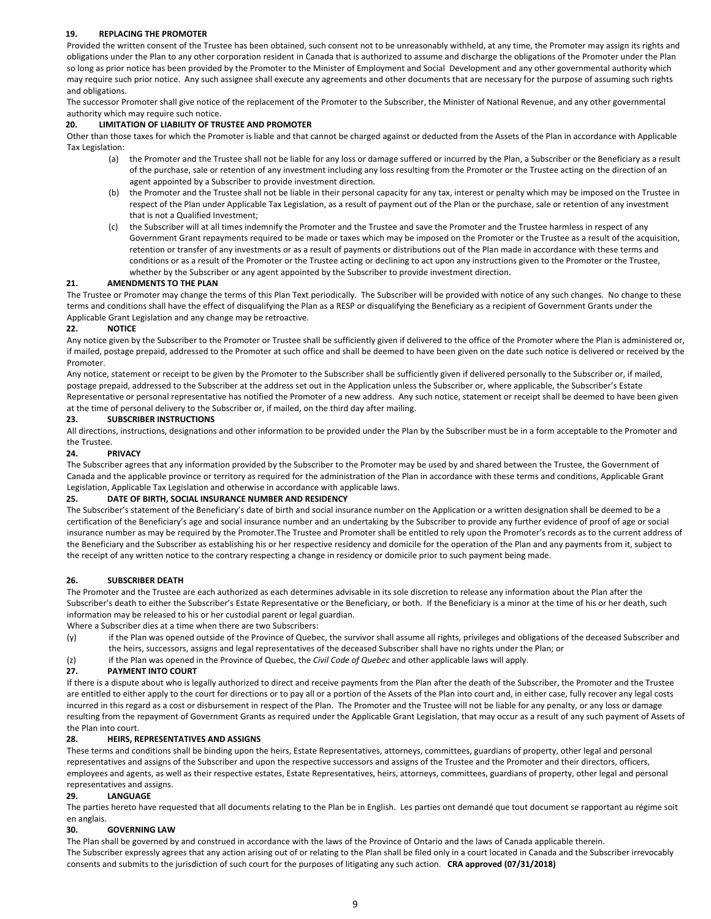**19. REPLACING THE PROMOTER**

Provided the written consent of the Trustee has been obtained, such consent not to be unreasonably withheld, at any time, the Promoter may assign its rights and obligations under the Plan to any other corporation resident in Canada that is authorized to assume and discharge the obligations of the Promoter under the Plan so long as prior notice has been provided by the Promoter to the Minister of Employment and Social Development and any other governmental authority which may require such prior notice. Any such assignee shall execute any agreements and other documents that are necessary for the purpose of assuming such rights and obligations.

The successor Promoter shall give notice of the replacement of the Promoter to the Subscriber, the Minister of National Revenue, and any other governmental authority which may require such notice.

**20. LIMITATION OF LIABILITY OF TRUSTEE AND PROMOTER**

Other than those taxes for which the Promoter is liable and that cannot be charged against or deducted from the Assets of the Plan in accordance with Applicable Tax Legislation:

(a) the Promoter and the Trustee shall not be liable for any loss or damage suffered or incurred by the Plan, a Subscriber or the Beneficiary as a result of the purchase, sale or retention of any investment including any loss resulting from the Promoter or the Trustee acting on the direction of an agent appointed by a Subscriber to provide investment direction.

(b) the Promoter and the Trustee shall not be liable in their personal capacity for any tax, interest or penalty which may be imposed on the Trustee in respect of the Plan under Applicable Tax Legislation, as a result of payment out of the Plan or the purchase, sale or retention of any investment that is not a Qualified Investment;

(c) the Subscriber will at all times indemnify the Promoter and the Trustee and save the Promoter and the Trustee harmless in respect of any Government Grant repayments required to be made or taxes which may be imposed on the Promoter or the Trustee as a result of the acquisition, retention or transfer of any investments or as a result of payments or distributions out of the Plan made in accordance with these terms and conditions or as a result of the Promoter or the Trustee acting or declining to act upon any instructions given to the Promoter or the Trustee, whether by the Subscriber or any agent appointed by the Subscriber to provide investment direction.

**21. AMENDMENTS TO THE PLAN**

The Trustee or Promoter may change the terms of this Plan Text periodically. The Subscriber will be provided with notice of any such changes. No change to these terms and conditions shall have the effect of disqualifying the Plan as a RESP or disqualifying the Beneficiary as a recipient of Government Grants under the Applicable Grant Legislation and any change may be retroactive.

**22. NOTICE**

Any notice given by the Subscriber to the Promoter or Trustee shall be sufficiently given if delivered to the office of the Promoter where the Plan is administered or, if mailed, postage prepaid, addressed to the Promoter at such office and shall be deemed to have been given on the date such notice is delivered or received by the Promoter.

Any notice, statement or receipt to be given by the Promoter to the Subscriber shall be sufficiently given if delivered personally to the Subscriber or, if mailed, postage prepaid, addressed to the Subscriber at the address set out in the Application unless the Subscriber or, where applicable, the Subscriber's Estate Representative or personal representative has notified the Promoter of a new address. Any such notice, statement or receipt shall be deemed to have been given at the time of personal delivery to the Subscriber or, if mailed, on the third day after mailing.

**23. SUBSCRIBER INSTRUCTIONS**

All directions, instructions, designations and other information to be provided under the Plan by the Subscriber must be in a form acceptable to the Promoter and the Trustee.

**24. PRIVACY**

The Subscriber agrees that any information provided by the Subscriber to the Promoter may be used by and shared between the Trustee, the Government of Canada and the applicable province or territory as required for the administration of the Plan in accordance with these terms and conditions, Applicable Grant Legislation, Applicable Tax Legislation and otherwise in accordance with applicable laws.

**25. DATE OF BIRTH, SOCIAL INSURANCE NUMBER AND RESIDENCY**

The Subscriber's statement of the Beneficiary's date of birth and social insurance number on the Application or a written designation shall be deemed to be a certification of the Beneficiary's age and social insurance number and an undertaking by the Subscriber to provide any further evidence of proof of age or social insurance number as may be required by the Promoter.The Trustee and Promoter shall be entitled to rely upon the Promoter's records as to the current address of the Beneficiary and the Subscriber as establishing his or her respective residency and domicile for the operation of the Plan and any payments from it, subject to the receipt of any written notice to the contrary respecting a change in residency or domicile prior to such payment being made.

**26. SUBSCRIBER DEATH**

The Promoter and the Trustee are each authorized as each determines advisable in its sole discretion to release any information about the Plan after the Subscriber's death to either the Subscriber's Estate Representative or the Beneficiary, or both. If the Beneficiary is a minor at the time of his or her death, such information may be released to his or her custodial parent or legal guardian.

Where a Subscriber dies at a time when there are two Subscribers:

(y) if the Plan was opened outside of the Province of Quebec, the survivor shall assume all rights, privileges and obligations of the deceased Subscriber and the heirs, successors, assigns and legal representatives of the deceased Subscriber shall have no rights under the Plan; or

(z) if the Plan was opened in the Province of Quebec, the *Civil Code of Quebec* and other applicable laws will apply.

**27. PAYMENT INTO COURT**

If there is a dispute about who is legally authorized to direct and receive payments from the Plan after the death of the Subscriber, the Promoter and the Trustee are entitled to either apply to the court for directions or to pay all or a portion of the Assets of the Plan into court and, in either case, fully recover any legal costs incurred in this regard as a cost or disbursement in respect of the Plan. The Promoter and the Trustee will not be liable for any penalty, or any loss or damage resulting from the repayment of Government Grants as required under the Applicable Grant Legislation, that may occur as a result of any such payment of Assets of the Plan into court.

**28. HEIRS, REPRESENTATIVES AND ASSIGNS**

These terms and conditions shall be binding upon the heirs, Estate Representatives, attorneys, committees, guardians of property, other legal and personal representatives and assigns of the Subscriber and upon the respective successors and assigns of the Trustee and the Promoter and their directors, officers, employees and agents, as well as their respective estates, Estate Representatives, heirs, attorneys, committees, guardians of property, other legal and personal representatives and assigns.

**29. LANGUAGE**

The parties hereto have requested that all documents relating to the Plan be in English. Les parties ont demandé que tout document se rapportant au régime soit en anglais.

**30. GOVERNING LAW**

The Plan shall be governed by and construed in accordance with the laws of the Province of Ontario and the laws of Canada applicable therein.

The Subscriber expressly agrees that any action arising out of or relating to the Plan shall be filed only in a court located in Canada and the Subscriber irrevocably consents and submits to the jurisdiction of such court for the purposes of litigating any such action. **CRA approved (07/31/2018)**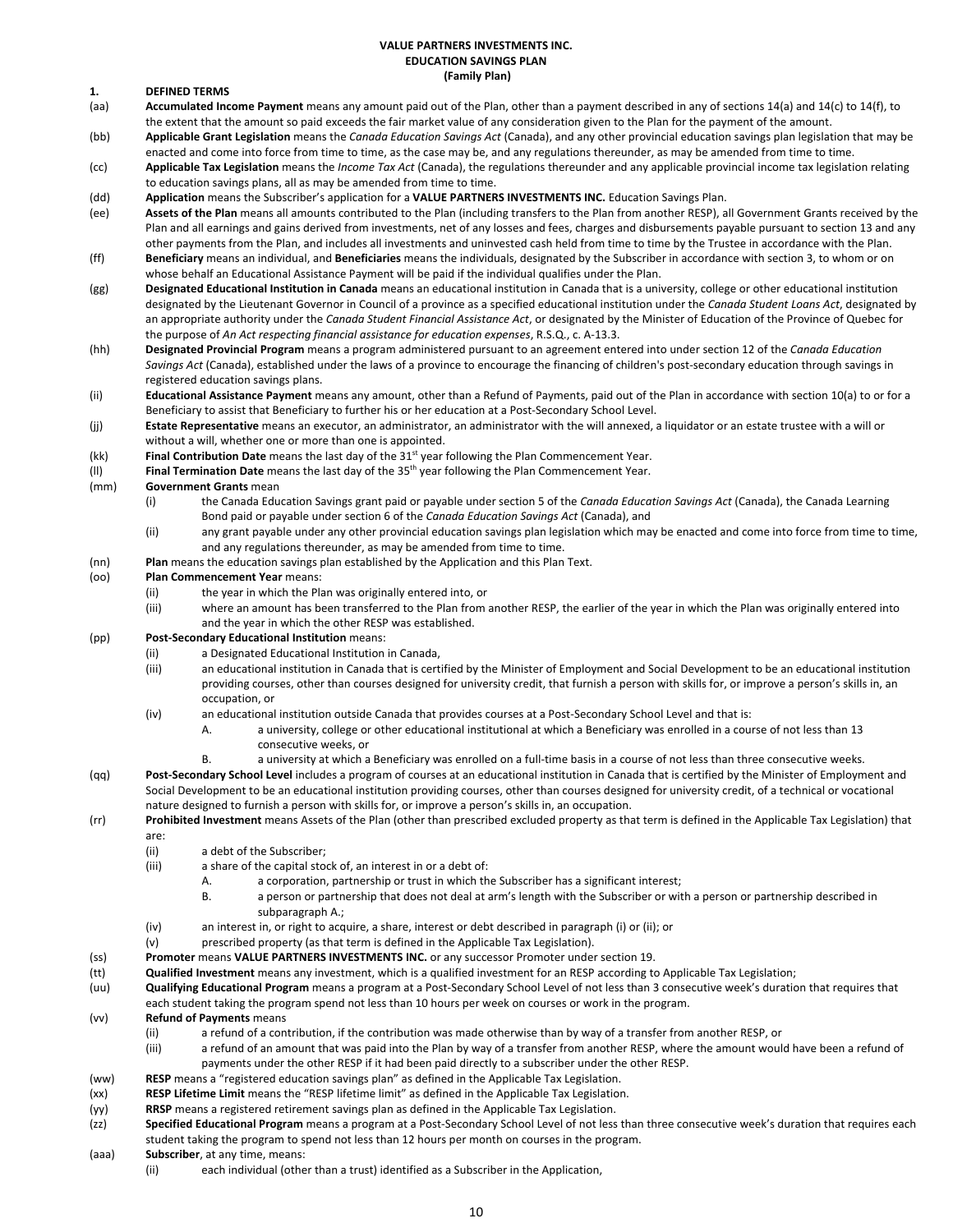**VALUE PARTNERS INVESTMENTS INC.**
**EDUCATION SAVINGS PLAN**
**(Family Plan)**

**1. DEFINED TERMS**

(aa) **Accumulated Income Payment** means any amount paid out of the Plan, other than a payment described in any of sections 14(a) and 14(c) to 14(f), to the extent that the amount so paid exceeds the fair market value of any consideration given to the Plan for the payment of the amount.

(bb) **Applicable Grant Legislation** means the *Canada Education Savings Act* (Canada), and any other provincial education savings plan legislation that may be enacted and come into force from time to time, as the case may be, and any regulations thereunder, as may be amended from time to time.

(cc) **Applicable Tax Legislation** means the *Income Tax Act* (Canada), the regulations thereunder and any applicable provincial income tax legislation relating to education savings plans, all as may be amended from time to time.

(dd) **Application** means the Subscriber's application for a **VALUE PARTNERS INVESTMENTS INC.** Education Savings Plan.

(ee) **Assets of the Plan** means all amounts contributed to the Plan (including transfers to the Plan from another RESP), all Government Grants received by the Plan and all earnings and gains derived from investments, net of any losses and fees, charges and disbursements payable pursuant to section 13 and any other payments from the Plan, and includes all investments and uninvested cash held from time to time by the Trustee in accordance with the Plan.

(ff) **Beneficiary** means an individual, and **Beneficiaries** means the individuals, designated by the Subscriber in accordance with section 3, to whom or on whose behalf an Educational Assistance Payment will be paid if the individual qualifies under the Plan.

(gg) **Designated Educational Institution in Canada** means an educational institution in Canada that is a university, college or other educational institution designated by the Lieutenant Governor in Council of a province as a specified educational institution under the *Canada Student Loans Act*, designated by an appropriate authority under the *Canada Student Financial Assistance Act*, or designated by the Minister of Education of the Province of Quebec for the purpose of *An Act respecting financial assistance for education expenses*, R.S.Q., c. A-13.3.

(hh) **Designated Provincial Program** means a program administered pursuant to an agreement entered into under section 12 of the *Canada Education Savings Act* (Canada), established under the laws of a province to encourage the financing of children's post-secondary education through savings in registered education savings plans.

(ii) **Educational Assistance Payment** means any amount, other than a Refund of Payments, paid out of the Plan in accordance with section 10(a) to or for a Beneficiary to assist that Beneficiary to further his or her education at a Post-Secondary School Level.

(jj) **Estate Representative** means an executor, an administrator, an administrator with the will annexed, a liquidator or an estate trustee with a will or without a will, whether one or more than one is appointed.

(kk) **Final Contribution Date** means the last day of the 31st year following the Plan Commencement Year.

(ll) **Final Termination Date** means the last day of the 35th year following the Plan Commencement Year.

(mm) **Government Grants** mean

- (i) the Canada Education Savings grant paid or payable under section 5 of the *Canada Education Savings Act* (Canada), the Canada Learning Bond paid or payable under section 6 of the *Canada Education Savings Act* (Canada), and
- (ii) any grant payable under any other provincial education savings plan legislation which may be enacted and come into force from time to time, and any regulations thereunder, as may be amended from time to time.

(nn) **Plan** means the education savings plan established by the Application and this Plan Text.

(oo) **Plan Commencement Year** means:

- (ii) the year in which the Plan was originally entered into, or
- (iii) where an amount has been transferred to the Plan from another RESP, the earlier of the year in which the Plan was originally entered into and the year in which the other RESP was established.

(pp) **Post-Secondary Educational Institution** means:

- (ii) a Designated Educational Institution in Canada,
- (iii) an educational institution in Canada that is certified by the Minister of Employment and Social Development to be an educational institution providing courses, other than courses designed for university credit, that furnish a person with skills for, or improve a person's skills in, an occupation, or
- (iv) an educational institution outside Canada that provides courses at a Post-Secondary School Level and that is:
  - A. a university, college or other educational institutional at which a Beneficiary was enrolled in a course of not less than 13 consecutive weeks, or
  - B. a university at which a Beneficiary was enrolled on a full-time basis in a course of not less than three consecutive weeks.

(qq) **Post-Secondary School Level** includes a program of courses at an educational institution in Canada that is certified by the Minister of Employment and Social Development to be an educational institution providing courses, other than courses designed for university credit, of a technical or vocational nature designed to furnish a person with skills for, or improve a person's skills in, an occupation.

(rr) **Prohibited Investment** means Assets of the Plan (other than prescribed excluded property as that term is defined in the Applicable Tax Legislation) that are:

- (ii) a debt of the Subscriber;
- (iii) a share of the capital stock of, an interest in or a debt of:
  - A. a corporation, partnership or trust in which the Subscriber has a significant interest;
  - B. a person or partnership that does not deal at arm's length with the Subscriber or with a person or partnership described in subparagraph A.;
- (iv) an interest in, or right to acquire, a share, interest or debt described in paragraph (i) or (ii); or
- (v) prescribed property (as that term is defined in the Applicable Tax Legislation).

(ss) **Promoter** means **VALUE PARTNERS INVESTMENTS INC.** or any successor Promoter under section 19.

(tt) **Qualified Investment** means any investment, which is a qualified investment for an RESP according to Applicable Tax Legislation;

(uu) **Qualifying Educational Program** means a program at a Post-Secondary School Level of not less than 3 consecutive week's duration that requires that each student taking the program spend not less than 10 hours per week on courses or work in the program.

(vv) **Refund of Payments** means

- (ii) a refund of a contribution, if the contribution was made otherwise than by way of a transfer from another RESP, or
- (iii) a refund of an amount that was paid into the Plan by way of a transfer from another RESP, where the amount would have been a refund of payments under the other RESP if it had been paid directly to a subscriber under the other RESP.

(ww) **RESP** means a "registered education savings plan" as defined in the Applicable Tax Legislation.

(xx) **RESP Lifetime Limit** means the "RESP lifetime limit" as defined in the Applicable Tax Legislation.

(yy) **RRSP** means a registered retirement savings plan as defined in the Applicable Tax Legislation.

(zz) **Specified Educational Program** means a program at a Post-Secondary School Level of not less than three consecutive week's duration that requires each student taking the program to spend not less than 12 hours per month on courses in the program.

(aaa) **Subscriber**, at any time, means:

- (ii) each individual (other than a trust) identified as a Subscriber in the Application,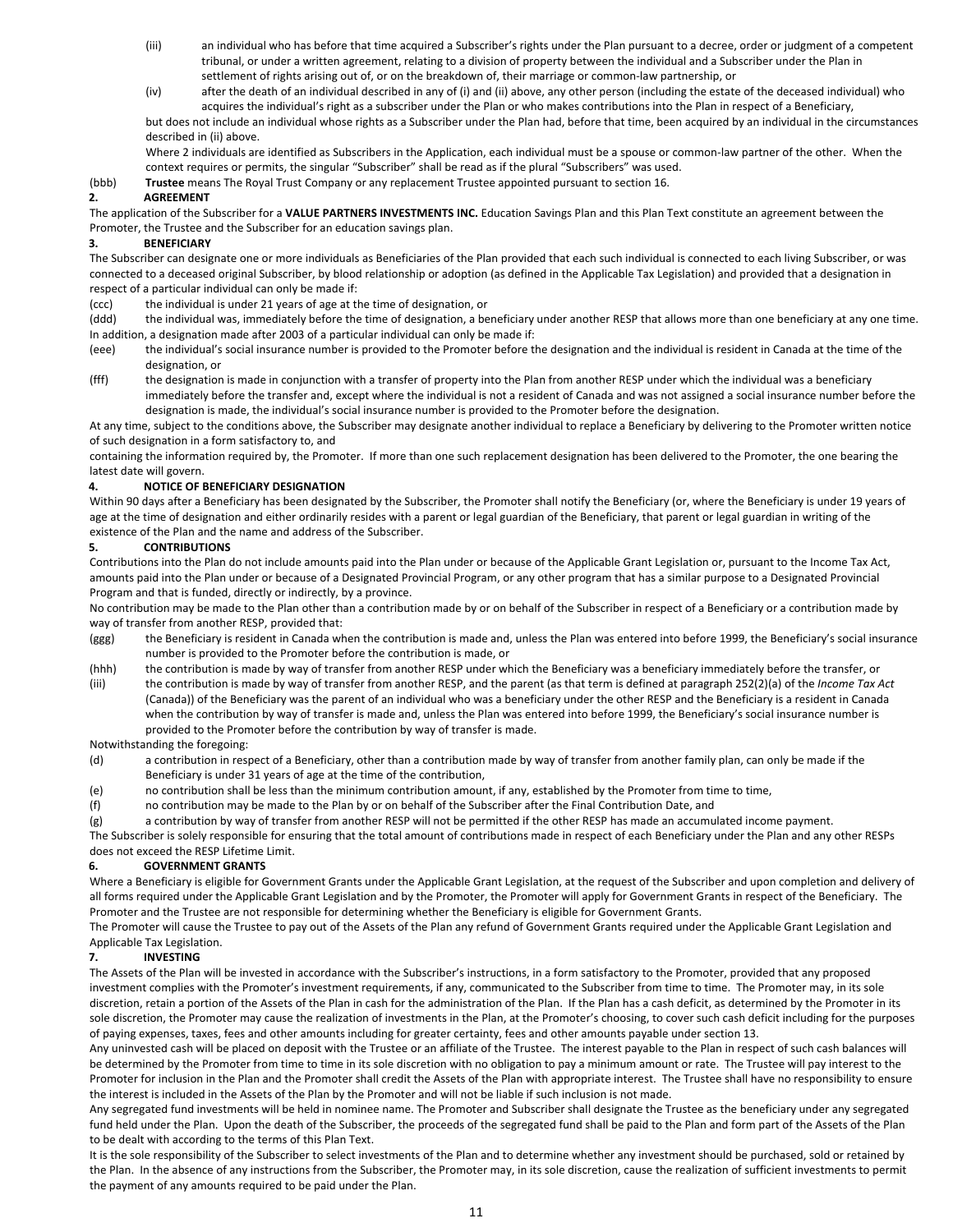(iii) an individual who has before that time acquired a Subscriber's rights under the Plan pursuant to a decree, order or judgment of a competent tribunal, or under a written agreement, relating to a division of property between the individual and a Subscriber under the Plan in settlement of rights arising out of, or on the breakdown of, their marriage or common-law partnership, or

(iv) after the death of an individual described in any of (i) and (ii) above, any other person (including the estate of the deceased individual) who acquires the individual's right as a subscriber under the Plan or who makes contributions into the Plan in respect of a Beneficiary,

but does not include an individual whose rights as a Subscriber under the Plan had, before that time, been acquired by an individual in the circumstances described in (ii) above.

Where 2 individuals are identified as Subscribers in the Application, each individual must be a spouse or common-law partner of the other. When the context requires or permits, the singular "Subscriber" shall be read as if the plural "Subscribers" was used.

(bbb) **Trustee** means The Royal Trust Company or any replacement Trustee appointed pursuant to section 16.

## 2. AGREEMENT

The application of the Subscriber for a **VALUE PARTNERS INVESTMENTS INC.** Education Savings Plan and this Plan Text constitute an agreement between the Promoter, the Trustee and the Subscriber for an education savings plan.

## 3. BENEFICIARY

The Subscriber can designate one or more individuals as Beneficiaries of the Plan provided that each such individual is connected to each living Subscriber, or was connected to a deceased original Subscriber, by blood relationship or adoption (as defined in the Applicable Tax Legislation) and provided that a designation in respect of a particular individual can only be made if:

(ccc) the individual is under 21 years of age at the time of designation, or

(ddd) the individual was, immediately before the time of designation, a beneficiary under another RESP that allows more than one beneficiary at any one time.

In addition, a designation made after 2003 of a particular individual can only be made if:

(eee) the individual's social insurance number is provided to the Promoter before the designation and the individual is resident in Canada at the time of the designation, or

(fff) the designation is made in conjunction with a transfer of property into the Plan from another RESP under which the individual was a beneficiary immediately before the transfer and, except where the individual is not a resident of Canada and was not assigned a social insurance number before the designation is made, the individual's social insurance number is provided to the Promoter before the designation.

At any time, subject to the conditions above, the Subscriber may designate another individual to replace a Beneficiary by delivering to the Promoter written notice of such designation in a form satisfactory to, and

containing the information required by, the Promoter. If more than one such replacement designation has been delivered to the Promoter, the one bearing the latest date will govern.

## 4. NOTICE OF BENEFICIARY DESIGNATION

Within 90 days after a Beneficiary has been designated by the Subscriber, the Promoter shall notify the Beneficiary (or, where the Beneficiary is under 19 years of age at the time of designation and either ordinarily resides with a parent or legal guardian of the Beneficiary, that parent or legal guardian in writing of the existence of the Plan and the name and address of the Subscriber.

## 5. CONTRIBUTIONS

Contributions into the Plan do not include amounts paid into the Plan under or because of the Applicable Grant Legislation or, pursuant to the Income Tax Act, amounts paid into the Plan under or because of a Designated Provincial Program, or any other program that has a similar purpose to a Designated Provincial Program and that is funded, directly or indirectly, by a province.

No contribution may be made to the Plan other than a contribution made by or on behalf of the Subscriber in respect of a Beneficiary or a contribution made by way of transfer from another RESP, provided that:

(ggg) the Beneficiary is resident in Canada when the contribution is made and, unless the Plan was entered into before 1999, the Beneficiary's social insurance number is provided to the Promoter before the contribution is made, or

(hhh) the contribution is made by way of transfer from another RESP under which the Beneficiary was a beneficiary immediately before the transfer, or

(iii) the contribution is made by way of transfer from another RESP, and the parent (as that term is defined at paragraph 252(2)(a) of the *Income Tax Act* (Canada)) of the Beneficiary was the parent of an individual who was a beneficiary under the other RESP and the Beneficiary is a resident in Canada when the contribution by way of transfer is made and, unless the Plan was entered into before 1999, the Beneficiary's social insurance number is provided to the Promoter before the contribution by way of transfer is made.

Notwithstanding the foregoing:

(d) a contribution in respect of a Beneficiary, other than a contribution made by way of transfer from another family plan, can only be made if the Beneficiary is under 31 years of age at the time of the contribution,

(e) no contribution shall be less than the minimum contribution amount, if any, established by the Promoter from time to time,

(f) no contribution may be made to the Plan by or on behalf of the Subscriber after the Final Contribution Date, and

(g) a contribution by way of transfer from another RESP will not be permitted if the other RESP has made an accumulated income payment.

The Subscriber is solely responsible for ensuring that the total amount of contributions made in respect of each Beneficiary under the Plan and any other RESPs does not exceed the RESP Lifetime Limit.

## 6. GOVERNMENT GRANTS

Where a Beneficiary is eligible for Government Grants under the Applicable Grant Legislation, at the request of the Subscriber and upon completion and delivery of all forms required under the Applicable Grant Legislation and by the Promoter, the Promoter will apply for Government Grants in respect of the Beneficiary. The Promoter and the Trustee are not responsible for determining whether the Beneficiary is eligible for Government Grants.

The Promoter will cause the Trustee to pay out of the Assets of the Plan any refund of Government Grants required under the Applicable Grant Legislation and Applicable Tax Legislation.

## 7. INVESTING

The Assets of the Plan will be invested in accordance with the Subscriber's instructions, in a form satisfactory to the Promoter, provided that any proposed investment complies with the Promoter's investment requirements, if any, communicated to the Subscriber from time to time. The Promoter may, in its sole discretion, retain a portion of the Assets of the Plan in cash for the administration of the Plan. If the Plan has a cash deficit, as determined by the Promoter in its sole discretion, the Promoter may cause the realization of investments in the Plan, at the Promoter's choosing, to cover such cash deficit including for the purposes of paying expenses, taxes, fees and other amounts including for greater certainty, fees and other amounts payable under section 13.

Any uninvested cash will be placed on deposit with the Trustee or an affiliate of the Trustee. The interest payable to the Plan in respect of such cash balances will be determined by the Promoter from time to time in its sole discretion with no obligation to pay a minimum amount or rate. The Trustee will pay interest to the Promoter for inclusion in the Plan and the Promoter shall credit the Assets of the Plan with appropriate interest. The Trustee shall have no responsibility to ensure the interest is included in the Assets of the Plan by the Promoter and will not be liable if such inclusion is not made.

Any segregated fund investments will be held in nominee name. The Promoter and Subscriber shall designate the Trustee as the beneficiary under any segregated fund held under the Plan. Upon the death of the Subscriber, the proceeds of the segregated fund shall be paid to the Plan and form part of the Assets of the Plan to be dealt with according to the terms of this Plan Text.

It is the sole responsibility of the Subscriber to select investments of the Plan and to determine whether any investment should be purchased, sold or retained by the Plan. In the absence of any instructions from the Subscriber, the Promoter may, in its sole discretion, cause the realization of sufficient investments to permit the payment of any amounts required to be paid under the Plan.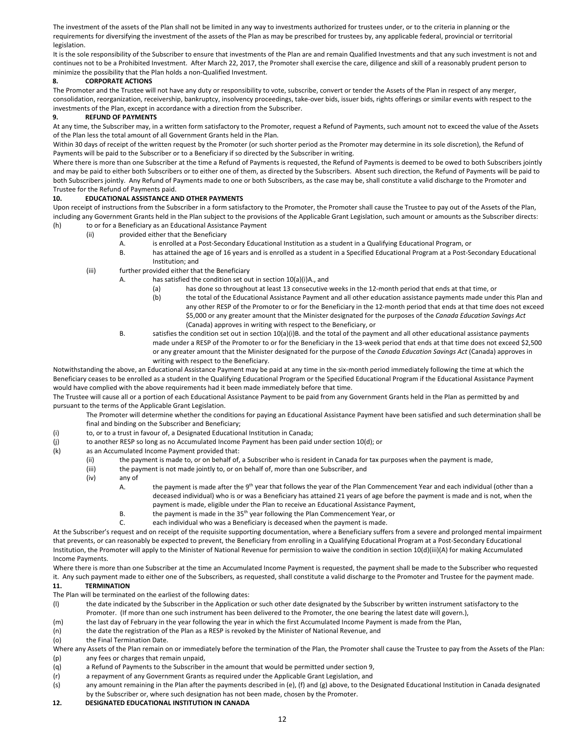The investment of the assets of the Plan shall not be limited in any way to investments authorized for trustees under, or to the criteria in planning or the requirements for diversifying the investment of the assets of the Plan as may be prescribed for trustees by, any applicable federal, provincial or territorial legislation.

It is the sole responsibility of the Subscriber to ensure that investments of the Plan are and remain Qualified Investments and that any such investment is not and continues not to be a Prohibited Investment. After March 22, 2017, the Promoter shall exercise the care, diligence and skill of a reasonably prudent person to minimize the possibility that the Plan holds a non-Qualified Investment.

**8. CORPORATE ACTIONS**

The Promoter and the Trustee will not have any duty or responsibility to vote, subscribe, convert or tender the Assets of the Plan in respect of any merger, consolidation, reorganization, receivership, bankruptcy, insolvency proceedings, take-over bids, issuer bids, rights offerings or similar events with respect to the investments of the Plan, except in accordance with a direction from the Subscriber.

**9. REFUND OF PAYMENTS**

At any time, the Subscriber may, in a written form satisfactory to the Promoter, request a Refund of Payments, such amount not to exceed the value of the Assets of the Plan less the total amount of all Government Grants held in the Plan.

Within 30 days of receipt of the written request by the Promoter (or such shorter period as the Promoter may determine in its sole discretion), the Refund of Payments will be paid to the Subscriber or to a Beneficiary if so directed by the Subscriber in writing.

Where there is more than one Subscriber at the time a Refund of Payments is requested, the Refund of Payments is deemed to be owed to both Subscribers jointly and may be paid to either both Subscribers or to either one of them, as directed by the Subscribers. Absent such direction, the Refund of Payments will be paid to both Subscribers jointly. Any Refund of Payments made to one or both Subscribers, as the case may be, shall constitute a valid discharge to the Promoter and Trustee for the Refund of Payments paid.

**10. EDUCATIONAL ASSISTANCE AND OTHER PAYMENTS**

Upon receipt of instructions from the Subscriber in a form satisfactory to the Promoter, the Promoter shall cause the Trustee to pay out of the Assets of the Plan, including any Government Grants held in the Plan subject to the provisions of the Applicable Grant Legislation, such amount or amounts as the Subscriber directs:

(h) to or for a Beneficiary as an Educational Assistance Payment

- (ii) provided either that the Beneficiary
  - A. is enrolled at a Post-Secondary Educational Institution as a student in a Qualifying Educational Program, or
  - B. has attained the age of 16 years and is enrolled as a student in a Specified Educational Program at a Post-Secondary Educational Institution; and
- (iii) further provided either that the Beneficiary
  - A. has satisfied the condition set out in section 10(a)(i)A., and
    - (a) has done so throughout at least 13 consecutive weeks in the 12-month period that ends at that time, or
    - (b) the total of the Educational Assistance Payment and all other education assistance payments made under this Plan and any other RESP of the Promoter to or for the Beneficiary in the 12-month period that ends at that time does not exceed $5,000 or any greater amount that the Minister designated for the purposes of the *Canada Education Savings Act* (Canada) approves in writing with respect to the Beneficiary, or
  - B. satisfies the condition set out in section 10(a)(i)B. and the total of the payment and all other educational assistance payments made under a RESP of the Promoter to or for the Beneficiary in the 13-week period that ends at that time does not exceed $2,500 or any greater amount that the Minister designated for the purpose of the *Canada Education Savings Act* (Canada) approves in writing with respect to the Beneficiary.

Notwithstanding the above, an Educational Assistance Payment may be paid at any time in the six-month period immediately following the time at which the Beneficiary ceases to be enrolled as a student in the Qualifying Educational Program or the Specified Educational Program if the Educational Assistance Payment would have complied with the above requirements had it been made immediately before that time.

The Trustee will cause all or a portion of each Educational Assistance Payment to be paid from any Government Grants held in the Plan as permitted by and pursuant to the terms of the Applicable Grant Legislation.

The Promoter will determine whether the conditions for paying an Educational Assistance Payment have been satisfied and such determination shall be final and binding on the Subscriber and Beneficiary;

(i) to, or to a trust in favour of, a Designated Educational Institution in Canada;

(j) to another RESP so long as no Accumulated Income Payment has been paid under section 10(d); or

(k) as an Accumulated Income Payment provided that:

- (ii) the payment is made to, or on behalf of, a Subscriber who is resident in Canada for tax purposes when the payment is made,
- (iii) the payment is not made jointly to, or on behalf of, more than one Subscriber, and
- (iv) any of
  - A. the payment is made after the 9th year that follows the year of the Plan Commencement Year and each individual (other than a deceased individual) who is or was a Beneficiary has attained 21 years of age before the payment is made and is not, when the payment is made, eligible under the Plan to receive an Educational Assistance Payment,
  - B. the payment is made in the 35th year following the Plan Commencement Year, or
  - C. each individual who was a Beneficiary is deceased when the payment is made.

At the Subscriber's request and on receipt of the requisite supporting documentation, where a Beneficiary suffers from a severe and prolonged mental impairment that prevents, or can reasonably be expected to prevent, the Beneficiary from enrolling in a Qualifying Educational Program at a Post-Secondary Educational Institution, the Promoter will apply to the Minister of National Revenue for permission to waive the condition in section 10(d)(iii)(A) for making Accumulated Income Payments.

Where there is more than one Subscriber at the time an Accumulated Income Payment is requested, the payment shall be made to the Subscriber who requested it. Any such payment made to either one of the Subscribers, as requested, shall constitute a valid discharge to the Promoter and Trustee for the payment made.

**11. TERMINATION**

The Plan will be terminated on the earliest of the following dates:

(l) the date indicated by the Subscriber in the Application or such other date designated by the Subscriber by written instrument satisfactory to the Promoter. (If more than one such instrument has been delivered to the Promoter, the one bearing the latest date will govern.),

(m) the last day of February in the year following the year in which the first Accumulated Income Payment is made from the Plan,

(n) the date the registration of the Plan as a RESP is revoked by the Minister of National Revenue, and

(o) the Final Termination Date.

Where any Assets of the Plan remain on or immediately before the termination of the Plan, the Promoter shall cause the Trustee to pay from the Assets of the Plan:

(p) any fees or charges that remain unpaid,

(q) a Refund of Payments to the Subscriber in the amount that would be permitted under section 9,

(r) a repayment of any Government Grants as required under the Applicable Grant Legislation, and

(s) any amount remaining in the Plan after the payments described in (e), (f) and (g) above, to the Designated Educational Institution in Canada designated by the Subscriber or, where such designation has not been made, chosen by the Promoter.

**12. DESIGNATED EDUCATIONAL INSTITUTION IN CANADA**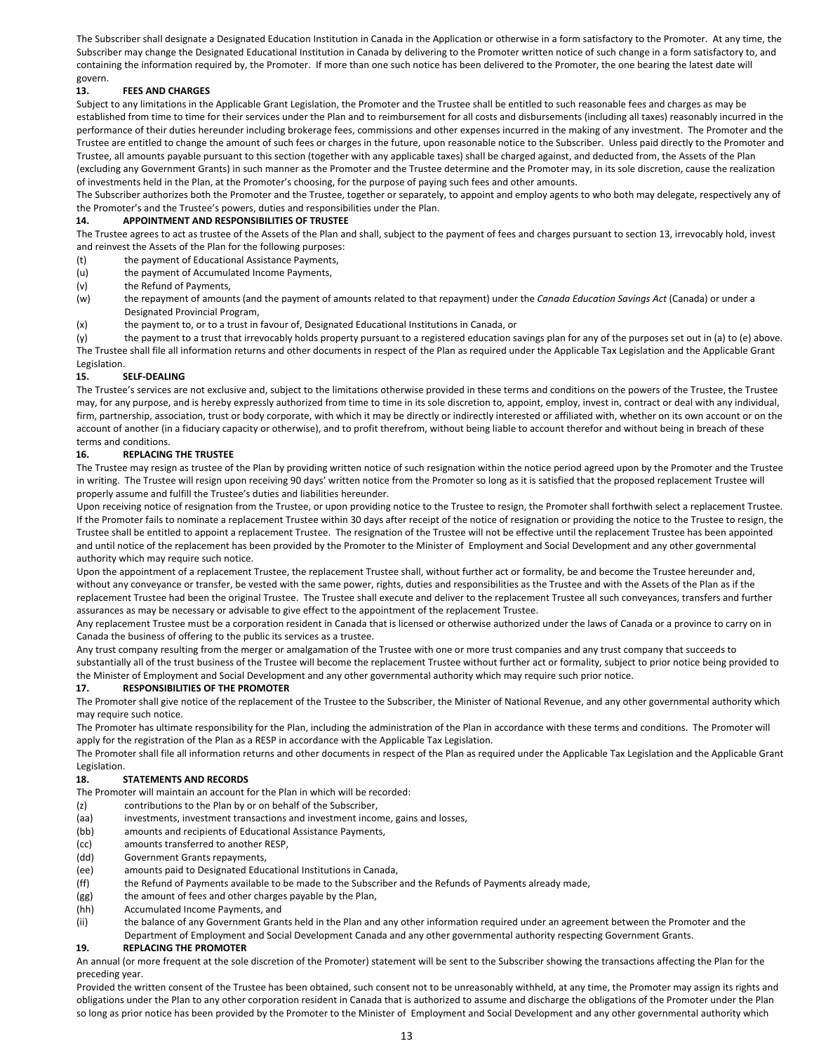The Subscriber shall designate a Designated Education Institution in Canada in the Application or otherwise in a form satisfactory to the Promoter. At any time, the Subscriber may change the Designated Educational Institution in Canada by delivering to the Promoter written notice of such change in a form satisfactory to, and containing the information required by, the Promoter. If more than one such notice has been delivered to the Promoter, the one bearing the latest date will govern.

**13. FEES AND CHARGES**

Subject to any limitations in the Applicable Grant Legislation, the Promoter and the Trustee shall be entitled to such reasonable fees and charges as may be established from time to time for their services under the Plan and to reimbursement for all costs and disbursements (including all taxes) reasonably incurred in the performance of their duties hereunder including brokerage fees, commissions and other expenses incurred in the making of any investment. The Promoter and the Trustee are entitled to change the amount of such fees or charges in the future, upon reasonable notice to the Subscriber. Unless paid directly to the Promoter and Trustee, all amounts payable pursuant to this section (together with any applicable taxes) shall be charged against, and deducted from, the Assets of the Plan (excluding any Government Grants) in such manner as the Promoter and the Trustee determine and the Promoter may, in its sole discretion, cause the realization of investments held in the Plan, at the Promoter's choosing, for the purpose of paying such fees and other amounts.

The Subscriber authorizes both the Promoter and the Trustee, together or separately, to appoint and employ agents to who both may delegate, respectively any of the Promoter's and the Trustee's powers, duties and responsibilities under the Plan.

**14. APPOINTMENT AND RESPONSIBILITIES OF TRUSTEE**

The Trustee agrees to act as trustee of the Assets of the Plan and shall, subject to the payment of fees and charges pursuant to section 13, irrevocably hold, invest and reinvest the Assets of the Plan for the following purposes:

(t) the payment of Educational Assistance Payments,

(u) the payment of Accumulated Income Payments,

(v) the Refund of Payments,

(w) the repayment of amounts (and the payment of amounts related to that repayment) under the *Canada Education Savings Act* (Canada) or under a Designated Provincial Program,

(x) the payment to, or to a trust in favour of, Designated Educational Institutions in Canada, or

(y) the payment to a trust that irrevocably holds property pursuant to a registered education savings plan for any of the purposes set out in (a) to (e) above.

The Trustee shall file all information returns and other documents in respect of the Plan as required under the Applicable Tax Legislation and the Applicable Grant Legislation.

**15. SELF-DEALING**

The Trustee's services are not exclusive and, subject to the limitations otherwise provided in these terms and conditions on the powers of the Trustee, the Trustee may, for any purpose, and is hereby expressly authorized from time to time in its sole discretion to, appoint, employ, invest in, contract or deal with any individual, firm, partnership, association, trust or body corporate, with which it may be directly or indirectly interested or affiliated with, whether on its own account or on the account of another (in a fiduciary capacity or otherwise), and to profit therefrom, without being liable to account therefor and without being in breach of these terms and conditions.

**16. REPLACING THE TRUSTEE**

The Trustee may resign as trustee of the Plan by providing written notice of such resignation within the notice period agreed upon by the Promoter and the Trustee in writing. The Trustee will resign upon receiving 90 days' written notice from the Promoter so long as it is satisfied that the proposed replacement Trustee will properly assume and fulfill the Trustee's duties and liabilities hereunder.

Upon receiving notice of resignation from the Trustee, or upon providing notice to the Trustee to resign, the Promoter shall forthwith select a replacement Trustee. If the Promoter fails to nominate a replacement Trustee within 30 days after receipt of the notice of resignation or providing the notice to the Trustee to resign, the Trustee shall be entitled to appoint a replacement Trustee. The resignation of the Trustee will not be effective until the replacement Trustee has been appointed and until notice of the replacement has been provided by the Promoter to the Minister of Employment and Social Development and any other governmental authority which may require such notice.

Upon the appointment of a replacement Trustee, the replacement Trustee shall, without further act or formality, be and become the Trustee hereunder and, without any conveyance or transfer, be vested with the same power, rights, duties and responsibilities as the Trustee and with the Assets of the Plan as if the replacement Trustee had been the original Trustee. The Trustee shall execute and deliver to the replacement Trustee all such conveyances, transfers and further assurances as may be necessary or advisable to give effect to the appointment of the replacement Trustee.

Any replacement Trustee must be a corporation resident in Canada that is licensed or otherwise authorized under the laws of Canada or a province to carry on in Canada the business of offering to the public its services as a trustee.

Any trust company resulting from the merger or amalgamation of the Trustee with one or more trust companies and any trust company that succeeds to substantially all of the trust business of the Trustee will become the replacement Trustee without further act or formality, subject to prior notice being provided to the Minister of Employment and Social Development and any other governmental authority which may require such prior notice.

**17. RESPONSIBILITIES OF THE PROMOTER**

The Promoter shall give notice of the replacement of the Trustee to the Subscriber, the Minister of National Revenue, and any other governmental authority which may require such notice.

The Promoter has ultimate responsibility for the Plan, including the administration of the Plan in accordance with these terms and conditions. The Promoter will apply for the registration of the Plan as a RESP in accordance with the Applicable Tax Legislation.

The Promoter shall file all information returns and other documents in respect of the Plan as required under the Applicable Tax Legislation and the Applicable Grant Legislation.

**18. STATEMENTS AND RECORDS**

The Promoter will maintain an account for the Plan in which will be recorded:

(z) contributions to the Plan by or on behalf of the Subscriber,

(aa) investments, investment transactions and investment income, gains and losses,

(bb) amounts and recipients of Educational Assistance Payments,

(cc) amounts transferred to another RESP,

(dd) Government Grants repayments,

(ee) amounts paid to Designated Educational Institutions in Canada,

(ff) the Refund of Payments available to be made to the Subscriber and the Refunds of Payments already made,

(gg) the amount of fees and other charges payable by the Plan,

(hh) Accumulated Income Payments, and

(ii) the balance of any Government Grants held in the Plan and any other information required under an agreement between the Promoter and the Department of Employment and Social Development Canada and any other governmental authority respecting Government Grants.

**19. REPLACING THE PROMOTER**

An annual (or more frequent at the sole discretion of the Promoter) statement will be sent to the Subscriber showing the transactions affecting the Plan for the preceding year.

Provided the written consent of the Trustee has been obtained, such consent not to be unreasonably withheld, at any time, the Promoter may assign its rights and obligations under the Plan to any other corporation resident in Canada that is authorized to assume and discharge the obligations of the Promoter under the Plan so long as prior notice has been provided by the Promoter to the Minister of Employment and Social Development and any other governmental authority which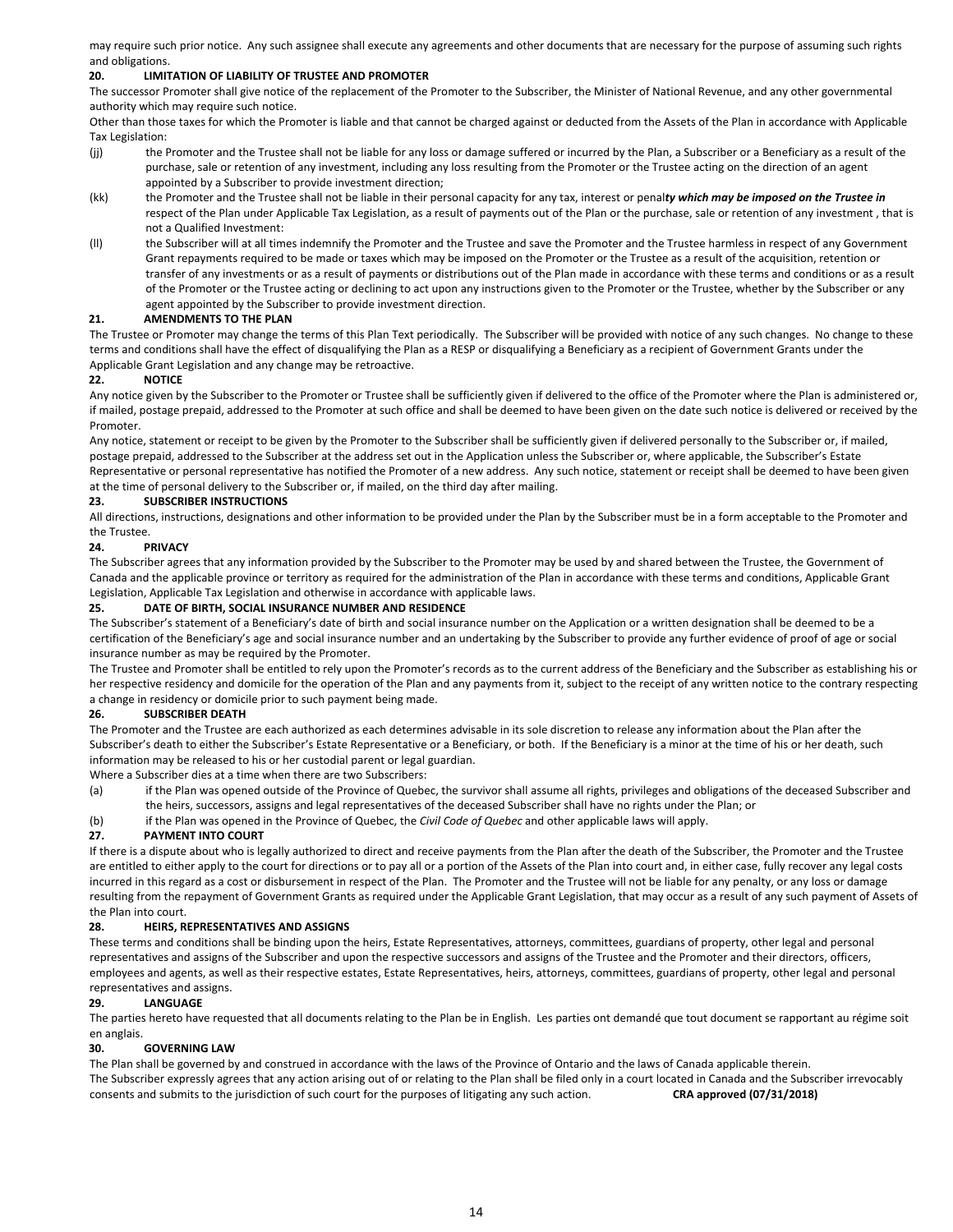may require such prior notice. Any such assignee shall execute any agreements and other documents that are necessary for the purpose of assuming such rights and obligations.

### 20. LIMITATION OF LIABILITY OF TRUSTEE AND PROMOTER

The successor Promoter shall give notice of the replacement of the Promoter to the Subscriber, the Minister of National Revenue, and any other governmental authority which may require such notice.

Other than those taxes for which the Promoter is liable and that cannot be charged against or deducted from the Assets of the Plan in accordance with Applicable Tax Legislation:

(jj) the Promoter and the Trustee shall not be liable for any loss or damage suffered or incurred by the Plan, a Subscriber or a Beneficiary as a result of the purchase, sale or retention of any investment, including any loss resulting from the Promoter or the Trustee acting on the direction of an agent appointed by a Subscriber to provide investment direction;

(kk) the Promoter and the Trustee shall not be liable in their personal capacity for any tax, interest or penal***ty which may be imposed on the Trustee in*** respect of the Plan under Applicable Tax Legislation, as a result of payments out of the Plan or the purchase, sale or retention of any investment , that is not a Qualified Investment:

(ll) the Subscriber will at all times indemnify the Promoter and the Trustee and save the Promoter and the Trustee harmless in respect of any Government Grant repayments required to be made or taxes which may be imposed on the Promoter or the Trustee as a result of the acquisition, retention or transfer of any investments or as a result of payments or distributions out of the Plan made in accordance with these terms and conditions or as a result of the Promoter or the Trustee acting or declining to act upon any instructions given to the Promoter or the Trustee, whether by the Subscriber or any agent appointed by the Subscriber to provide investment direction.

### 21. AMENDMENTS TO THE PLAN

The Trustee or Promoter may change the terms of this Plan Text periodically. The Subscriber will be provided with notice of any such changes. No change to these terms and conditions shall have the effect of disqualifying the Plan as a RESP or disqualifying a Beneficiary as a recipient of Government Grants under the Applicable Grant Legislation and any change may be retroactive.

### 22. NOTICE

Any notice given by the Subscriber to the Promoter or Trustee shall be sufficiently given if delivered to the office of the Promoter where the Plan is administered or, if mailed, postage prepaid, addressed to the Promoter at such office and shall be deemed to have been given on the date such notice is delivered or received by the Promoter.

Any notice, statement or receipt to be given by the Promoter to the Subscriber shall be sufficiently given if delivered personally to the Subscriber or, if mailed, postage prepaid, addressed to the Subscriber at the address set out in the Application unless the Subscriber or, where applicable, the Subscriber's Estate Representative or personal representative has notified the Promoter of a new address. Any such notice, statement or receipt shall be deemed to have been given at the time of personal delivery to the Subscriber or, if mailed, on the third day after mailing.

### 23. SUBSCRIBER INSTRUCTIONS

All directions, instructions, designations and other information to be provided under the Plan by the Subscriber must be in a form acceptable to the Promoter and the Trustee.

### 24. PRIVACY

The Subscriber agrees that any information provided by the Subscriber to the Promoter may be used by and shared between the Trustee, the Government of Canada and the applicable province or territory as required for the administration of the Plan in accordance with these terms and conditions, Applicable Grant Legislation, Applicable Tax Legislation and otherwise in accordance with applicable laws.

### 25. DATE OF BIRTH, SOCIAL INSURANCE NUMBER AND RESIDENCE

The Subscriber's statement of a Beneficiary's date of birth and social insurance number on the Application or a written designation shall be deemed to be a certification of the Beneficiary's age and social insurance number and an undertaking by the Subscriber to provide any further evidence of proof of age or social insurance number as may be required by the Promoter.

The Trustee and Promoter shall be entitled to rely upon the Promoter's records as to the current address of the Beneficiary and the Subscriber as establishing his or her respective residency and domicile for the operation of the Plan and any payments from it, subject to the receipt of any written notice to the contrary respecting a change in residency or domicile prior to such payment being made.

### 26. SUBSCRIBER DEATH

The Promoter and the Trustee are each authorized as each determines advisable in its sole discretion to release any information about the Plan after the Subscriber's death to either the Subscriber's Estate Representative or a Beneficiary, or both. If the Beneficiary is a minor at the time of his or her death, such information may be released to his or her custodial parent or legal guardian.

Where a Subscriber dies at a time when there are two Subscribers:

(a) if the Plan was opened outside of the Province of Quebec, the survivor shall assume all rights, privileges and obligations of the deceased Subscriber and the heirs, successors, assigns and legal representatives of the deceased Subscriber shall have no rights under the Plan; or

(b) if the Plan was opened in the Province of Quebec, the *Civil Code of Quebec* and other applicable laws will apply.

### 27. PAYMENT INTO COURT

If there is a dispute about who is legally authorized to direct and receive payments from the Plan after the death of the Subscriber, the Promoter and the Trustee are entitled to either apply to the court for directions or to pay all or a portion of the Assets of the Plan into court and, in either case, fully recover any legal costs incurred in this regard as a cost or disbursement in respect of the Plan. The Promoter and the Trustee will not be liable for any penalty, or any loss or damage resulting from the repayment of Government Grants as required under the Applicable Grant Legislation, that may occur as a result of any such payment of Assets of the Plan into court.

### 28. HEIRS, REPRESENTATIVES AND ASSIGNS

These terms and conditions shall be binding upon the heirs, Estate Representatives, attorneys, committees, guardians of property, other legal and personal representatives and assigns of the Subscriber and upon the respective successors and assigns of the Trustee and the Promoter and their directors, officers, employees and agents, as well as their respective estates, Estate Representatives, heirs, attorneys, committees, guardians of property, other legal and personal representatives and assigns.

### 29. LANGUAGE

The parties hereto have requested that all documents relating to the Plan be in English. Les parties ont demandé que tout document se rapportant au régime soit en anglais.

### 30. GOVERNING LAW

The Plan shall be governed by and construed in accordance with the laws of the Province of Ontario and the laws of Canada applicable therein.

The Subscriber expressly agrees that any action arising out of or relating to the Plan shall be filed only in a court located in Canada and the Subscriber irrevocably consents and submits to the jurisdiction of such court for the purposes of litigating any such action. **CRA approved (07/31/2018)**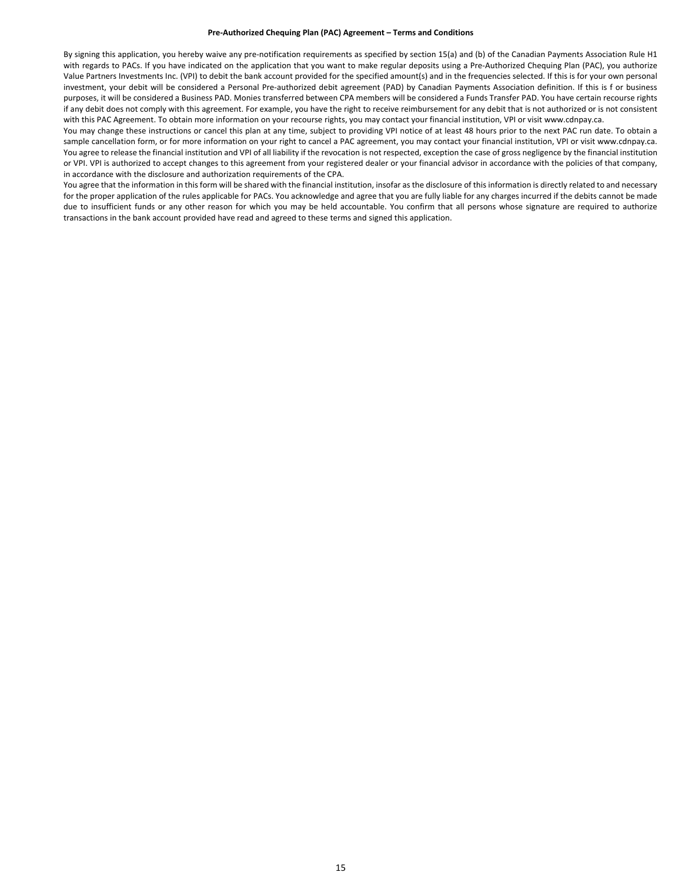**Pre-Authorized Chequing Plan (PAC) Agreement – Terms and Conditions**

By signing this application, you hereby waive any pre-notification requirements as specified by section 15(a) and (b) of the Canadian Payments Association Rule H1 with regards to PACs. If you have indicated on the application that you want to make regular deposits using a Pre-Authorized Chequing Plan (PAC), you authorize Value Partners Investments Inc. (VPI) to debit the bank account provided for the specified amount(s) and in the frequencies selected. If this is for your own personal investment, your debit will be considered a Personal Pre-authorized debit agreement (PAD) by Canadian Payments Association definition. If this is f or business purposes, it will be considered a Business PAD. Monies transferred between CPA members will be considered a Funds Transfer PAD. You have certain recourse rights if any debit does not comply with this agreement. For example, you have the right to receive reimbursement for any debit that is not authorized or is not consistent with this PAC Agreement. To obtain more information on your recourse rights, you may contact your financial institution, VPI or visit www.cdnpay.ca.

You may change these instructions or cancel this plan at any time, subject to providing VPI notice of at least 48 hours prior to the next PAC run date. To obtain a sample cancellation form, or for more information on your right to cancel a PAC agreement, you may contact your financial institution, VPI or visit www.cdnpay.ca. You agree to release the financial institution and VPI of all liability if the revocation is not respected, exception the case of gross negligence by the financial institution or VPI. VPI is authorized to accept changes to this agreement from your registered dealer or your financial advisor in accordance with the policies of that company, in accordance with the disclosure and authorization requirements of the CPA.

You agree that the information in this form will be shared with the financial institution, insofar as the disclosure of this information is directly related to and necessary for the proper application of the rules applicable for PACs. You acknowledge and agree that you are fully liable for any charges incurred if the debits cannot be made due to insufficient funds or any other reason for which you may be held accountable. You confirm that all persons whose signature are required to authorize transactions in the bank account provided have read and agreed to these terms and signed this application.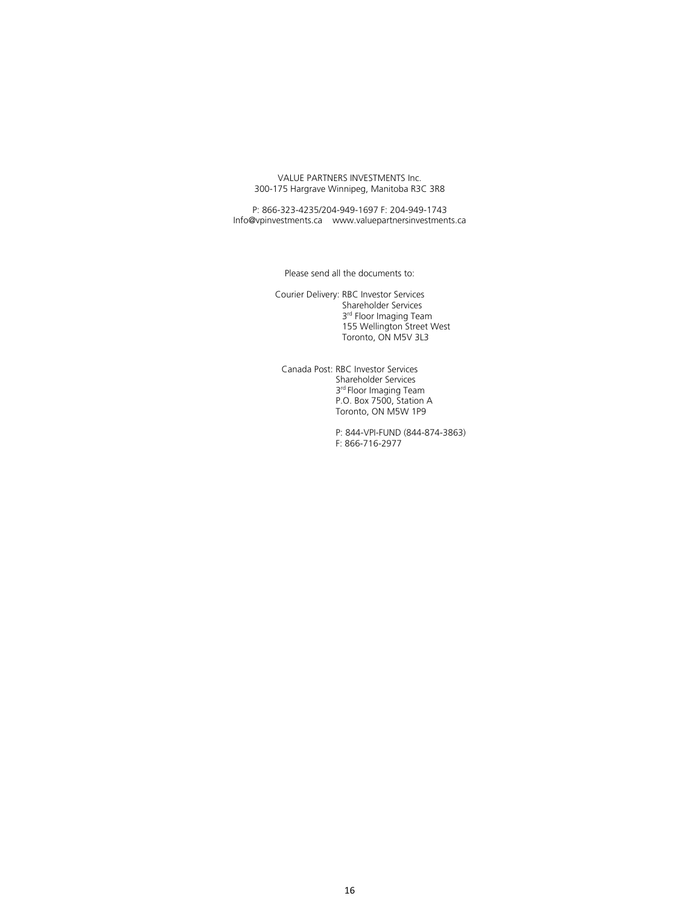VALUE PARTNERS INVESTMENTS Inc.
300-175 Hargrave Winnipeg, Manitoba R3C 3R8

P: 866-323-4235/204-949-1697 F: 204-949-1743
Info@vpinvestments.ca www.valuepartnersinvestments.ca

Please send all the documents to:

Courier Delivery: RBC Investor Services
Shareholder Services
3rd Floor Imaging Team
155 Wellington Street West
Toronto, ON M5V 3L3

Canada Post: RBC Investor Services
Shareholder Services
3rd Floor Imaging Team
P.O. Box 7500, Station A
Toronto, ON M5W 1P9

P: 844-VPI-FUND (844-874-3863)
F: 866-716-2977